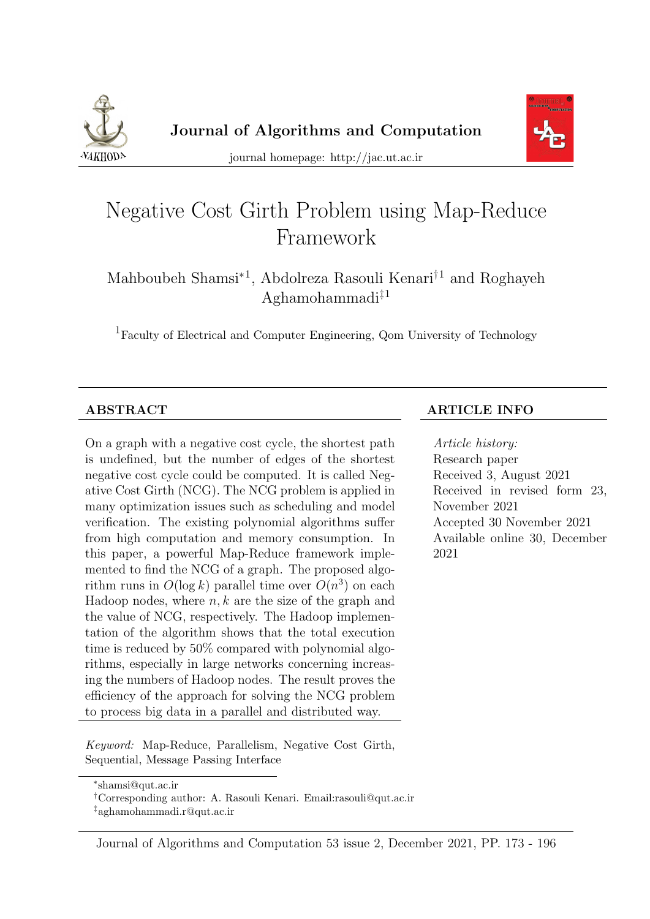# Negative Cost Girth Problem using Map-Reduce Framework

Mahboubeh Shamsi[*1], Abdolreza Rasouli Kenari[†1] and Roghayeh Aghamohammadi[‡1]

[1]Faculty of Electrical and Computer Engineering, Qom University of Technology

## ABSTRACT

On a graph with a negative cost cycle, the shortest path is undefined, but the number of edges of the shortest negative cost cycle could be computed. It is called Negative Cost Girth (NCG). The NCG problem is applied in many optimization issues such as scheduling and model verification. The existing polynomial algorithms suffer from high computation and memory consumption. In this paper, a powerful Map-Reduce framework implemented to find the NCG of a graph. The proposed algorithm runs in $O(\log k)$ parallel time over $O(n^3)$ on each Hadoop nodes, where $n, k$ are the size of the graph and the value of NCG, respectively. The Hadoop implementation of the algorithm shows that the total execution time is reduced by 50% compared with polynomial algorithms, especially in large networks concerning increasing the numbers of Hadoop nodes. The result proves the efficiency of the approach for solving the NCG problem to process big data in a parallel and distributed way.

*Keyword:* Map-Reduce, Parallelism, Negative Cost Girth, Sequential, Message Passing Interface

## ARTICLE INFO

*Article history:*
Research paper
Received 3, August 2021
Received in revised form 23, November 2021
Accepted 30 November 2021
Available online 30, December 2021

[*]shamsi@qut.ac.ir
[†]Corresponding author: A. Rasouli Kenari. Email:rasouli@qut.ac.ir
[‡]aghamohammadi.r@qut.ac.ir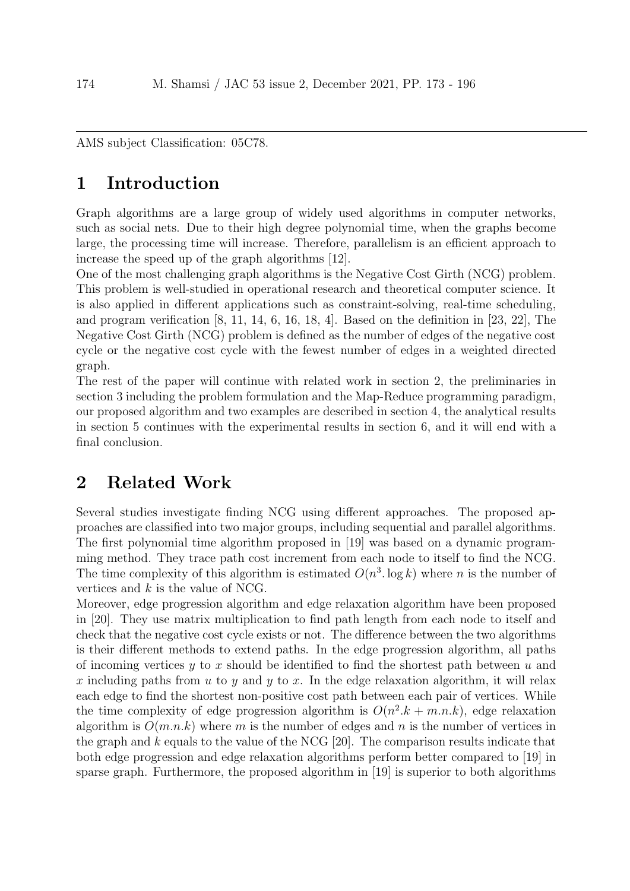AMS subject Classification: 05C78.

# 1 Introduction

Graph algorithms are a large group of widely used algorithms in computer networks, such as social nets. Due to their high degree polynomial time, when the graphs become large, the processing time will increase. Therefore, parallelism is an efficient approach to increase the speed up of the graph algorithms [12].

One of the most challenging graph algorithms is the Negative Cost Girth (NCG) problem. This problem is well-studied in operational research and theoretical computer science. It is also applied in different applications such as constraint-solving, real-time scheduling, and program verification [8, 11, 14, 6, 16, 18, 4]. Based on the definition in [23, 22], The Negative Cost Girth (NCG) problem is defined as the number of edges of the negative cost cycle or the negative cost cycle with the fewest number of edges in a weighted directed graph.

The rest of the paper will continue with related work in section 2, the preliminaries in section 3 including the problem formulation and the Map-Reduce programming paradigm, our proposed algorithm and two examples are described in section 4, the analytical results in section 5 continues with the experimental results in section 6, and it will end with a final conclusion.

# 2 Related Work

Several studies investigate finding NCG using different approaches. The proposed approaches are classified into two major groups, including sequential and parallel algorithms. The first polynomial time algorithm proposed in [19] was based on a dynamic programming method. They trace path cost increment from each node to itself to find the NCG. The time complexity of this algorithm is estimated $O(n^3 . \log k)$ where $n$ is the number of vertices and $k$ is the value of NCG.

Moreover, edge progression algorithm and edge relaxation algorithm have been proposed in [20]. They use matrix multiplication to find path length from each node to itself and check that the negative cost cycle exists or not. The difference between the two algorithms is their different methods to extend paths. In the edge progression algorithm, all paths of incoming vertices $y$ to $x$ should be identified to find the shortest path between $u$ and $x$ including paths from $u$ to $y$ and $y$ to $x$. In the edge relaxation algorithm, it will relax each edge to find the shortest non-positive cost path between each pair of vertices. While the time complexity of edge progression algorithm is $O(n^2.k + m.n.k)$, edge relaxation algorithm is $O(m.n.k)$ where $m$ is the number of edges and $n$ is the number of vertices in the graph and $k$ equals to the value of the NCG [20]. The comparison results indicate that both edge progression and edge relaxation algorithms perform better compared to [19] in sparse graph. Furthermore, the proposed algorithm in [19] is superior to both algorithms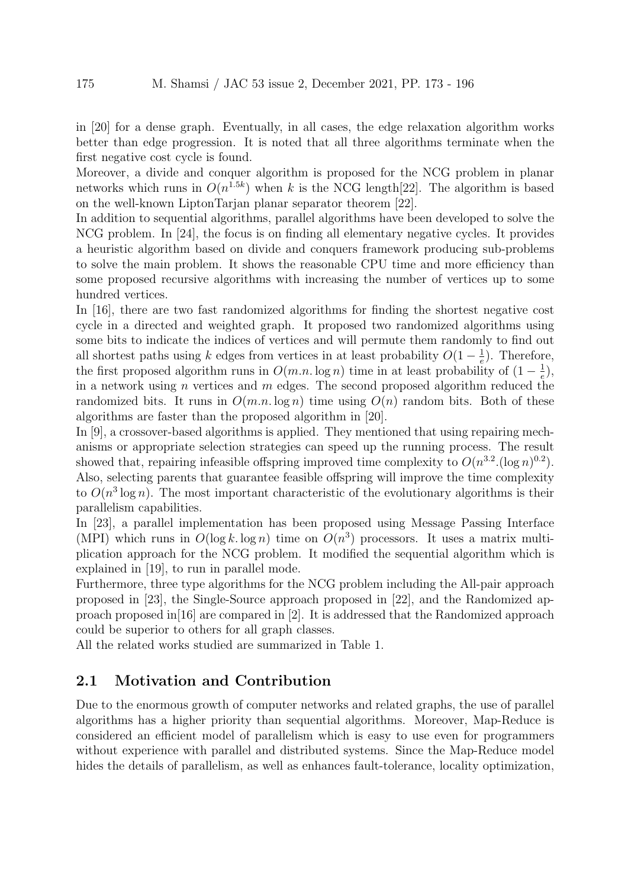in [20] for a dense graph. Eventually, in all cases, the edge relaxation algorithm works better than edge progression. It is noted that all three algorithms terminate when the first negative cost cycle is found.

Moreover, a divide and conquer algorithm is proposed for the NCG problem in planar networks which runs in $O(n^{1.5k})$ when $k$ is the NCG length[22]. The algorithm is based on the well-known LiptonTarjan planar separator theorem [22].

In addition to sequential algorithms, parallel algorithms have been developed to solve the NCG problem. In [24], the focus is on finding all elementary negative cycles. It provides a heuristic algorithm based on divide and conquers framework producing sub-problems to solve the main problem. It shows the reasonable CPU time and more efficiency than some proposed recursive algorithms with increasing the number of vertices up to some hundred vertices.

In [16], there are two fast randomized algorithms for finding the shortest negative cost cycle in a directed and weighted graph. It proposed two randomized algorithms using some bits to indicate the indices of vertices and will permute them randomly to find out all shortest paths using $k$ edges from vertices in at least probability $O(1 - \frac{1}{e})$. Therefore, the first proposed algorithm runs in $O(m.n.\log n)$ time in at least probability of $(1 - \frac{1}{e})$, in a network using $n$ vertices and $m$ edges. The second proposed algorithm reduced the randomized bits. It runs in $O(m.n.\log n)$ time using $O(n)$ random bits. Both of these algorithms are faster than the proposed algorithm in [20].

In [9], a crossover-based algorithms is applied. They mentioned that using repairing mechanisms or appropriate selection strategies can speed up the running process. The result showed that, repairing infeasible offspring improved time complexity to $O(n^{3.2}.(\log n)^{0.2})$. Also, selecting parents that guarantee feasible offspring will improve the time complexity to $O(n^3 \log n)$. The most important characteristic of the evolutionary algorithms is their parallelism capabilities.

In [23], a parallel implementation has been proposed using Message Passing Interface (MPI) which runs in $O(\log k. \log n)$ time on $O(n^3)$ processors. It uses a matrix multiplication approach for the NCG problem. It modified the sequential algorithm which is explained in [19], to run in parallel mode.

Furthermore, three type algorithms for the NCG problem including the All-pair approach proposed in [23], the Single-Source approach proposed in [22], and the Randomized approach proposed in[16] are compared in [2]. It is addressed that the Randomized approach could be superior to others for all graph classes.

All the related works studied are summarized in Table 1.

## 2.1 Motivation and Contribution

Due to the enormous growth of computer networks and related graphs, the use of parallel algorithms has a higher priority than sequential algorithms. Moreover, Map-Reduce is considered an efficient model of parallelism which is easy to use even for programmers without experience with parallel and distributed systems. Since the Map-Reduce model hides the details of parallelism, as well as enhances fault-tolerance, locality optimization,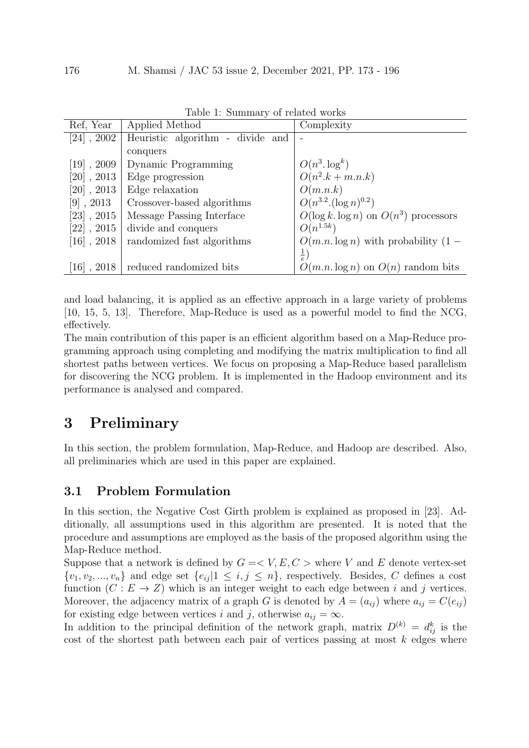Table 1: Summary of related works

| Ref, Year | Applied Method | Complexity |
|---|---|---|
| [24] , 2002 | Heuristic algorithm - divide and conquers | - |
| [19] , 2009 | Dynamic Programming | $O(n^3.\log^k)$ |
| [20] , 2013 | Edge progression | $O(n^2.k + m.n.k)$ |
| [20] , 2013 | Edge relaxation | $O(m.n.k)$ |
| [9] , 2013 | Crossover-based algorithms | $O(n^{3.2}.(\log n)^{0.2})$ |
| [23] , 2015 | Message Passing Interface | $O(\log k.\log n)$ on $O(n^3)$ processors |
| [22] , 2015 | divide and conquers | $O(n^{1.5k})$ |
| [16] , 2018 | randomized fast algorithms | $O(m.n.\log n)$ with probability $(1 - \frac{1}{e})$ |
| [16] , 2018 | reduced randomized bits | $O(m.n.\log n)$ on $O(n)$ random bits |

and load balancing, it is applied as an effective approach in a large variety of problems [10, 15, 5, 13]. Therefore, Map-Reduce is used as a powerful model to find the NCG, effectively.

The main contribution of this paper is an efficient algorithm based on a Map-Reduce programming approach using completing and modifying the matrix multiplication to find all shortest paths between vertices. We focus on proposing a Map-Reduce based parallelism for discovering the NCG problem. It is implemented in the Hadoop environment and its performance is analysed and compared.

# 3 Preliminary

In this section, the problem formulation, Map-Reduce, and Hadoop are described. Also, all preliminaries which are used in this paper are explained.

## 3.1 Problem Formulation

In this section, the Negative Cost Girth problem is explained as proposed in [23]. Additionally, all assumptions used in this algorithm are presented. It is noted that the procedure and assumptions are employed as the basis of the proposed algorithm using the Map-Reduce method.

Suppose that a network is defined by $G =< V, E, C >$ where $V$ and $E$ denote vertex-set $\{v_1, v_2, ..., v_n\}$ and edge set $\{e_{ij} | 1 \leq i, j \leq n\}$, respectively. Besides, $C$ defines a cost function $(C : E \rightarrow Z)$ which is an integer weight to each edge between $i$ and $j$ vertices. Moreover, the adjacency matrix of a graph $G$ is denoted by $A = (a_{ij})$ where $a_{ij} = C(e_{ij})$ for existing edge between vertices $i$ and $j$, otherwise $a_{ij} = \infty$.

In addition to the principal definition of the network graph, matrix $D^{(k)} = d^k_{ij}$ is the cost of the shortest path between each pair of vertices passing at most $k$ edges where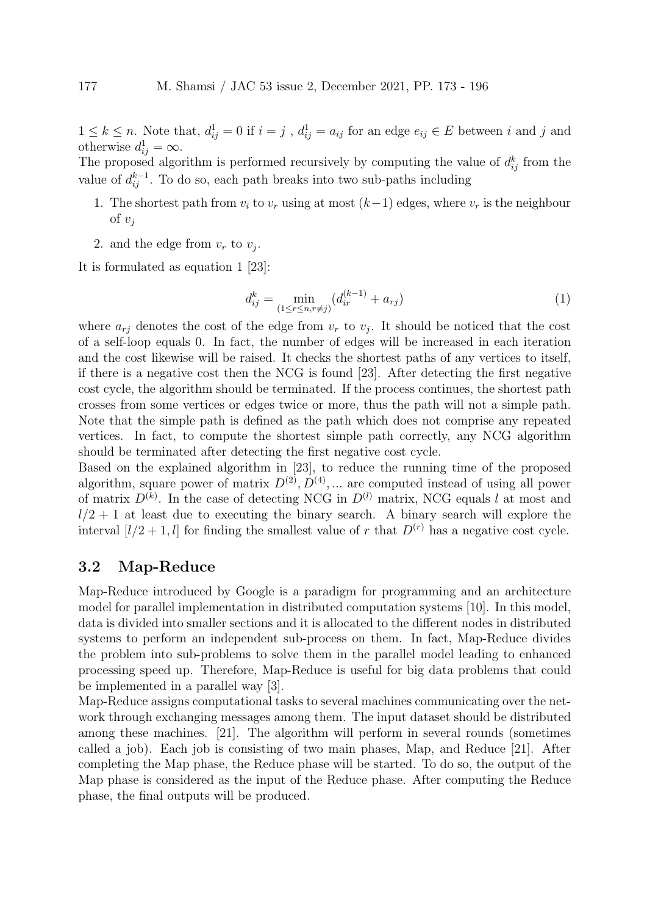$1 \leq k \leq n$. Note that, $d^1_{ij} = 0$ if $i = j$ , $d^1_{ij} = a_{ij}$ for an edge $e_{ij} \in E$ between $i$ and $j$ and otherwise $d^1_{ij} = \infty$.
The proposed algorithm is performed recursively by computing the value of $d^k_{ij}$ from the value of $d^{k-1}_{ij}$. To do so, each path breaks into two sub-paths including

1. The shortest path from $v_i$ to $v_r$ using at most $(k-1)$ edges, where $v_r$ is the neighbour of $v_j$
2. and the edge from $v_r$ to $v_j$.

It is formulated as equation 1 [23]:

$$d^k_{ij} = \min_{(1 \leq r \leq n, r \neq j)} (d^{(k-1)}_{ir} + a_{rj}) \tag{1}$$

where $a_{rj}$ denotes the cost of the edge from $v_r$ to $v_j$. It should be noticed that the cost of a self-loop equals 0. In fact, the number of edges will be increased in each iteration and the cost likewise will be raised. It checks the shortest paths of any vertices to itself, if there is a negative cost then the NCG is found [23]. After detecting the first negative cost cycle, the algorithm should be terminated. If the process continues, the shortest path crosses from some vertices or edges twice or more, thus the path will not a simple path. Note that the simple path is defined as the path which does not comprise any repeated vertices. In fact, to compute the shortest simple path correctly, any NCG algorithm should be terminated after detecting the first negative cost cycle.
Based on the explained algorithm in [23], to reduce the running time of the proposed algorithm, square power of matrix $D^{(2)}, D^{(4)}, ...$ are computed instead of using all power of matrix $D^{(k)}$. In the case of detecting NCG in $D^{(l)}$ matrix, NCG equals $l$ at most and $l/2 + 1$ at least due to executing the binary search. A binary search will explore the interval $[l/2 + 1, l]$ for finding the smallest value of $r$ that $D^{(r)}$ has a negative cost cycle.

### 3.2 Map-Reduce

Map-Reduce introduced by Google is a paradigm for programming and an architecture model for parallel implementation in distributed computation systems [10]. In this model, data is divided into smaller sections and it is allocated to the different nodes in distributed systems to perform an independent sub-process on them. In fact, Map-Reduce divides the problem into sub-problems to solve them in the parallel model leading to enhanced processing speed up. Therefore, Map-Reduce is useful for big data problems that could be implemented in a parallel way [3].
Map-Reduce assigns computational tasks to several machines communicating over the network through exchanging messages among them. The input dataset should be distributed among these machines. [21]. The algorithm will perform in several rounds (sometimes called a job). Each job is consisting of two main phases, Map, and Reduce [21]. After completing the Map phase, the Reduce phase will be started. To do so, the output of the Map phase is considered as the input of the Reduce phase. After computing the Reduce phase, the final outputs will be produced.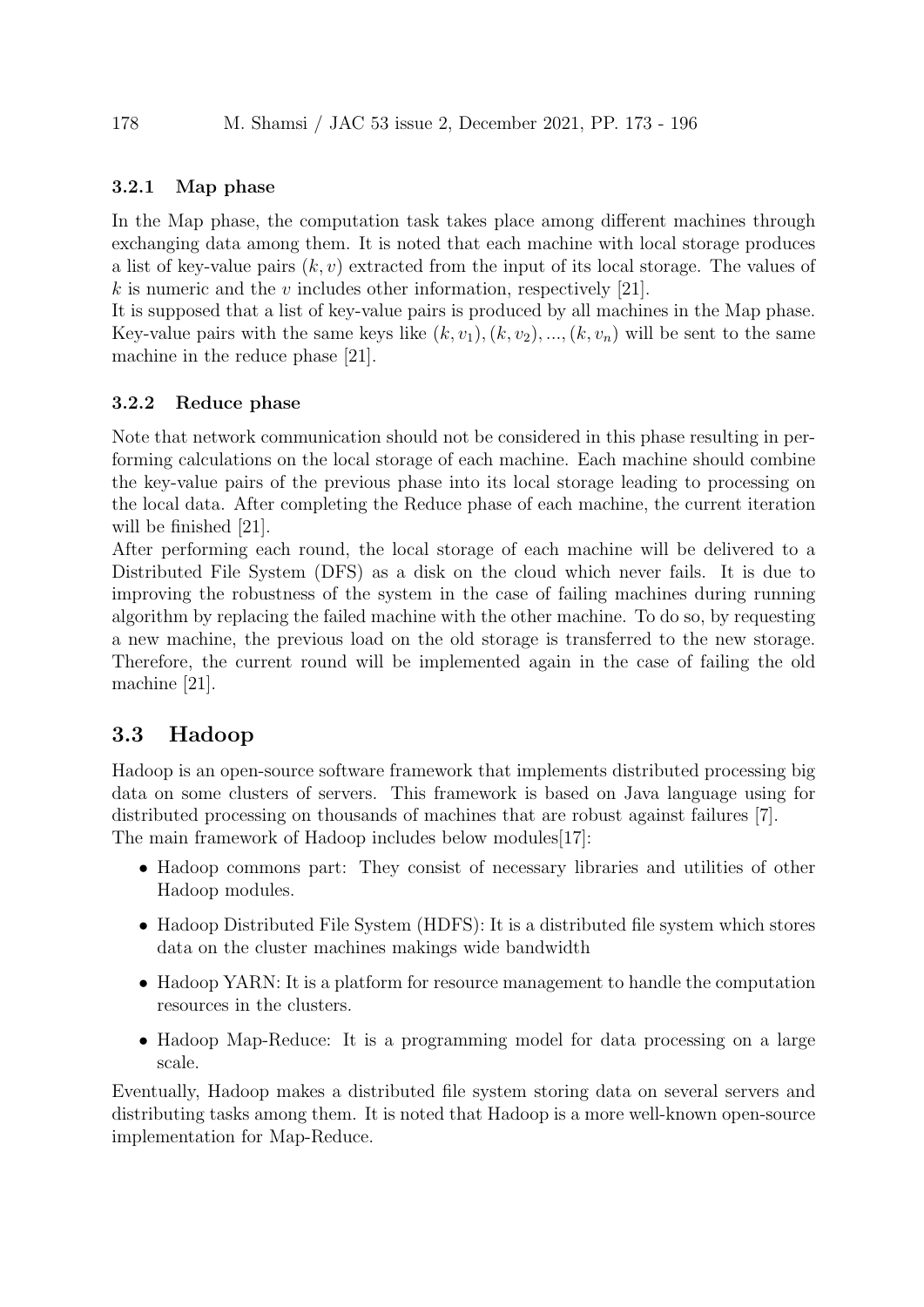### 3.2.1 Map phase

In the Map phase, the computation task takes place among different machines through exchanging data among them. It is noted that each machine with local storage produces a list of key-value pairs $(k, v)$ extracted from the input of its local storage. The values of $k$ is numeric and the $v$ includes other information, respectively [21].

It is supposed that a list of key-value pairs is produced by all machines in the Map phase. Key-value pairs with the same keys like $(k, v_1), (k, v_2), ..., (k, v_n)$ will be sent to the same machine in the reduce phase [21].

### 3.2.2 Reduce phase

Note that network communication should not be considered in this phase resulting in performing calculations on the local storage of each machine. Each machine should combine the key-value pairs of the previous phase into its local storage leading to processing on the local data. After completing the Reduce phase of each machine, the current iteration will be finished [21].

After performing each round, the local storage of each machine will be delivered to a Distributed File System (DFS) as a disk on the cloud which never fails. It is due to improving the robustness of the system in the case of failing machines during running algorithm by replacing the failed machine with the other machine. To do so, by requesting a new machine, the previous load on the old storage is transferred to the new storage. Therefore, the current round will be implemented again in the case of failing the old machine [21].

## 3.3 Hadoop

Hadoop is an open-source software framework that implements distributed processing big data on some clusters of servers. This framework is based on Java language using for distributed processing on thousands of machines that are robust against failures [7].

The main framework of Hadoop includes below modules[17]:

- Hadoop commons part: They consist of necessary libraries and utilities of other Hadoop modules.
- Hadoop Distributed File System (HDFS): It is a distributed file system which stores data on the cluster machines makings wide bandwidth
- Hadoop YARN: It is a platform for resource management to handle the computation resources in the clusters.
- Hadoop Map-Reduce: It is a programming model for data processing on a large scale.

Eventually, Hadoop makes a distributed file system storing data on several servers and distributing tasks among them. It is noted that Hadoop is a more well-known open-source implementation for Map-Reduce.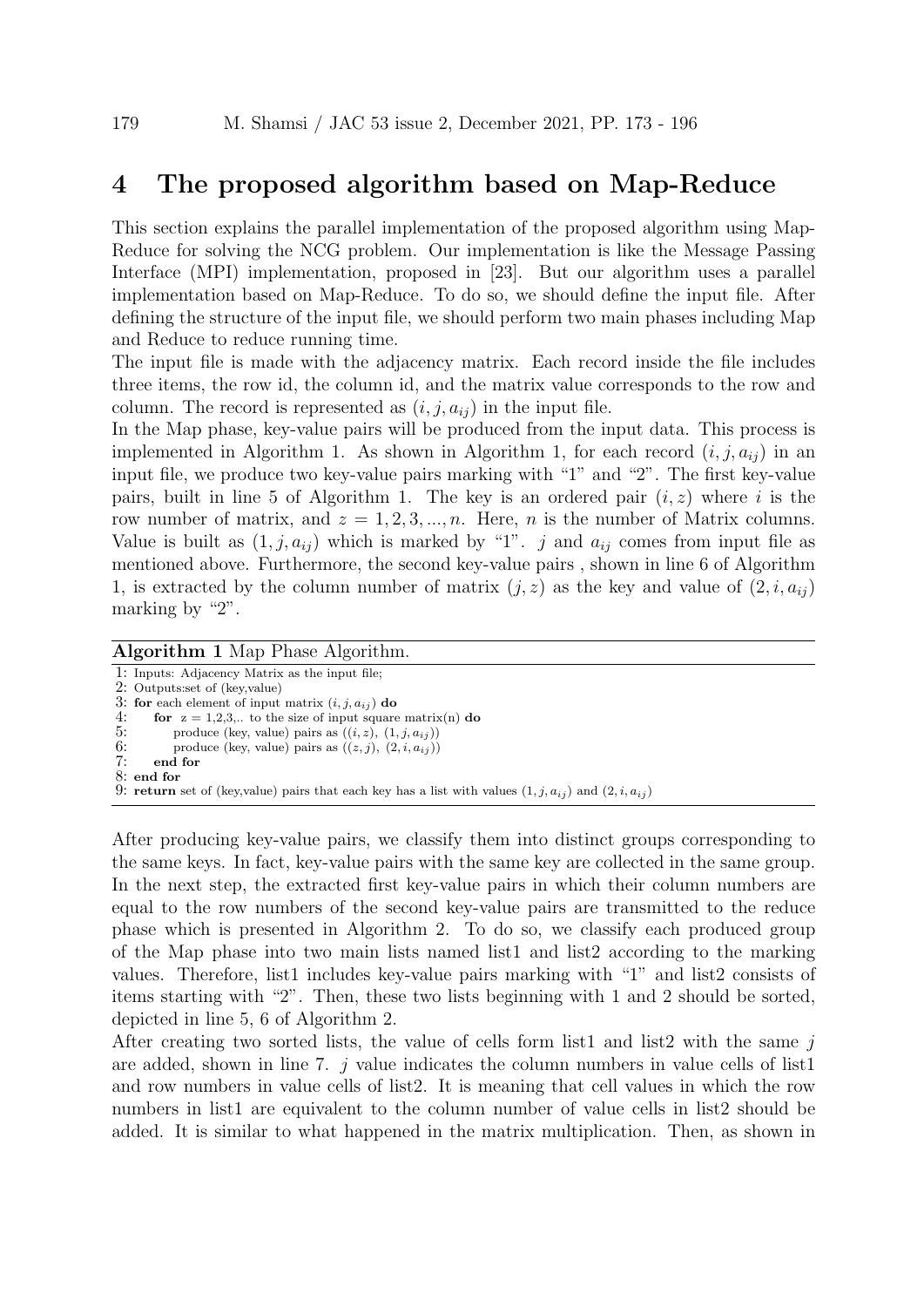## 4 The proposed algorithm based on Map-Reduce

This section explains the parallel implementation of the proposed algorithm using Map-Reduce for solving the NCG problem. Our implementation is like the Message Passing Interface (MPI) implementation, proposed in [23]. But our algorithm uses a parallel implementation based on Map-Reduce. To do so, we should define the input file. After defining the structure of the input file, we should perform two main phases including Map and Reduce to reduce running time.

The input file is made with the adjacency matrix. Each record inside the file includes three items, the row id, the column id, and the matrix value corresponds to the row and column. The record is represented as $(i, j, a_{ij})$ in the input file.

In the Map phase, key-value pairs will be produced from the input data. This process is implemented in Algorithm 1. As shown in Algorithm 1, for each record $(i, j, a_{ij})$ in an input file, we produce two key-value pairs marking with "1" and "2". The first key-value pairs, built in line 5 of Algorithm 1. The key is an ordered pair $(i, z)$ where $i$ is the row number of matrix, and $z = 1, 2, 3, ..., n$. Here, $n$ is the number of Matrix columns. Value is built as $(1, j, a_{ij})$ which is marked by "1". $j$ and $a_{ij}$ comes from input file as mentioned above. Furthermore, the second key-value pairs , shown in line 6 of Algorithm 1, is extracted by the column number of matrix $(j, z)$ as the key and value of $(2, i, a_{ij})$ marking by "2".

**Algorithm 1** Map Phase Algorithm.

1: Inputs: Adjacency Matrix as the input file;
2: Outputs:set of (key,value)
3: **for** each element of input matrix $(i, j, a_{ij})$ **do**
4: &nbsp;&nbsp;&nbsp;&nbsp;**for** z = 1,2,3,.. to the size of input square matrix(n) **do**
5: &nbsp;&nbsp;&nbsp;&nbsp;&nbsp;&nbsp;&nbsp;&nbsp;produce (key, value) pairs as $((i, z),\ (1, j, a_{ij}))$
6: &nbsp;&nbsp;&nbsp;&nbsp;&nbsp;&nbsp;&nbsp;&nbsp;produce (key, value) pairs as $((z, j),\ (2, i, a_{ij}))$
7: &nbsp;&nbsp;&nbsp;&nbsp;**end for**
8: **end for**
9: **return** set of (key,value) pairs that each key has a list with values $(1, j, a_{ij})$ and $(2, i, a_{ij})$

After producing key-value pairs, we classify them into distinct groups corresponding to the same keys. In fact, key-value pairs with the same key are collected in the same group. In the next step, the extracted first key-value pairs in which their column numbers are equal to the row numbers of the second key-value pairs are transmitted to the reduce phase which is presented in Algorithm 2. To do so, we classify each produced group of the Map phase into two main lists named list1 and list2 according to the marking values. Therefore, list1 includes key-value pairs marking with "1" and list2 consists of items starting with "2". Then, these two lists beginning with 1 and 2 should be sorted, depicted in line 5, 6 of Algorithm 2.

After creating two sorted lists, the value of cells form list1 and list2 with the same $j$ are added, shown in line 7. $j$ value indicates the column numbers in value cells of list1 and row numbers in value cells of list2. It is meaning that cell values in which the row numbers in list1 are equivalent to the column number of value cells in list2 should be added. It is similar to what happened in the matrix multiplication. Then, as shown in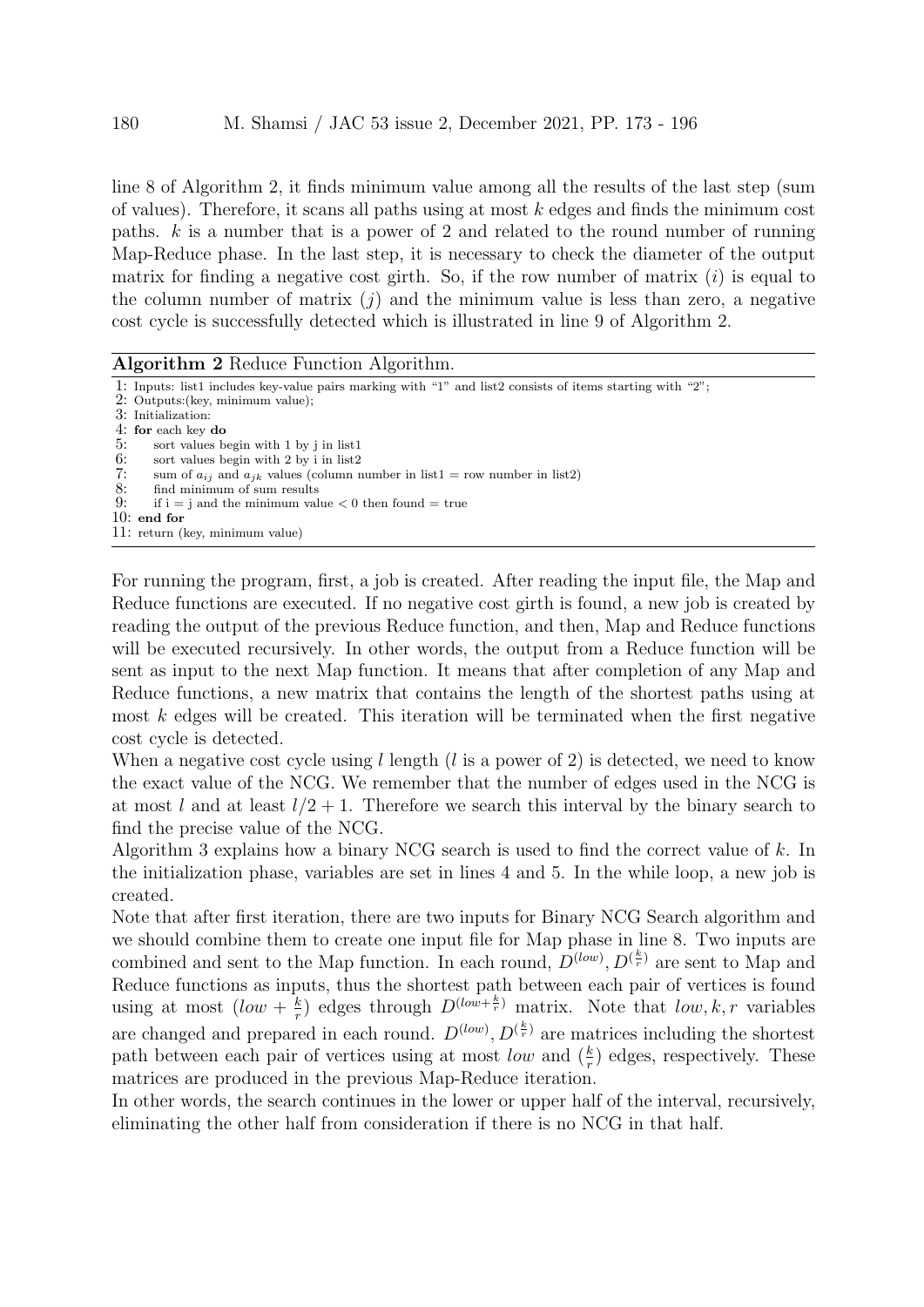line 8 of Algorithm 2, it finds minimum value among all the results of the last step (sum of values). Therefore, it scans all paths using at most $k$ edges and finds the minimum cost paths. $k$ is a number that is a power of 2 and related to the round number of running Map-Reduce phase. In the last step, it is necessary to check the diameter of the output matrix for finding a negative cost girth. So, if the row number of matrix ($i$) is equal to the column number of matrix ($j$) and the minimum value is less than zero, a negative cost cycle is successfully detected which is illustrated in line 9 of Algorithm 2.

**Algorithm 2** Reduce Function Algorithm.

```
1: Inputs: list1 includes key-value pairs marking with "1" and list2 consists of items starting with "2";
2: Outputs:(key, minimum value);
3: Initialization:
4: for each key do
5:     sort values begin with 1 by j in list1
6:     sort values begin with 2 by i in list2
7:     sum of a_ij and a_jk values (column number in list1 = row number in list2)
8:     find minimum of sum results
9:     if i = j and the minimum value < 0 then found = true
10: end for
11: return (key, minimum value)
```

For running the program, first, a job is created. After reading the input file, the Map and Reduce functions are executed. If no negative cost girth is found, a new job is created by reading the output of the previous Reduce function, and then, Map and Reduce functions will be executed recursively. In other words, the output from a Reduce function will be sent as input to the next Map function. It means that after completion of any Map and Reduce functions, a new matrix that contains the length of the shortest paths using at most $k$ edges will be created. This iteration will be terminated when the first negative cost cycle is detected.

When a negative cost cycle using $l$ length ($l$ is a power of 2) is detected, we need to know the exact value of the NCG. We remember that the number of edges used in the NCG is at most $l$ and at least $l/2 + 1$. Therefore we search this interval by the binary search to find the precise value of the NCG.

Algorithm 3 explains how a binary NCG search is used to find the correct value of $k$. In the initialization phase, variables are set in lines 4 and 5. In the while loop, a new job is created.

Note that after first iteration, there are two inputs for Binary NCG Search algorithm and we should combine them to create one input file for Map phase in line 8. Two inputs are combined and sent to the Map function. In each round, $D^{(low)}, D^{(\frac{k}{r})}$ are sent to Map and Reduce functions as inputs, thus the shortest path between each pair of vertices is found using at most $(low + \frac{k}{r})$ edges through $D^{(low+\frac{k}{r})}$ matrix. Note that $low, k, r$ variables are changed and prepared in each round. $D^{(low)}, D^{(\frac{k}{r})}$ are matrices including the shortest path between each pair of vertices using at most $low$ and $(\frac{k}{r})$ edges, respectively. These matrices are produced in the previous Map-Reduce iteration.

In other words, the search continues in the lower or upper half of the interval, recursively, eliminating the other half from consideration if there is no NCG in that half.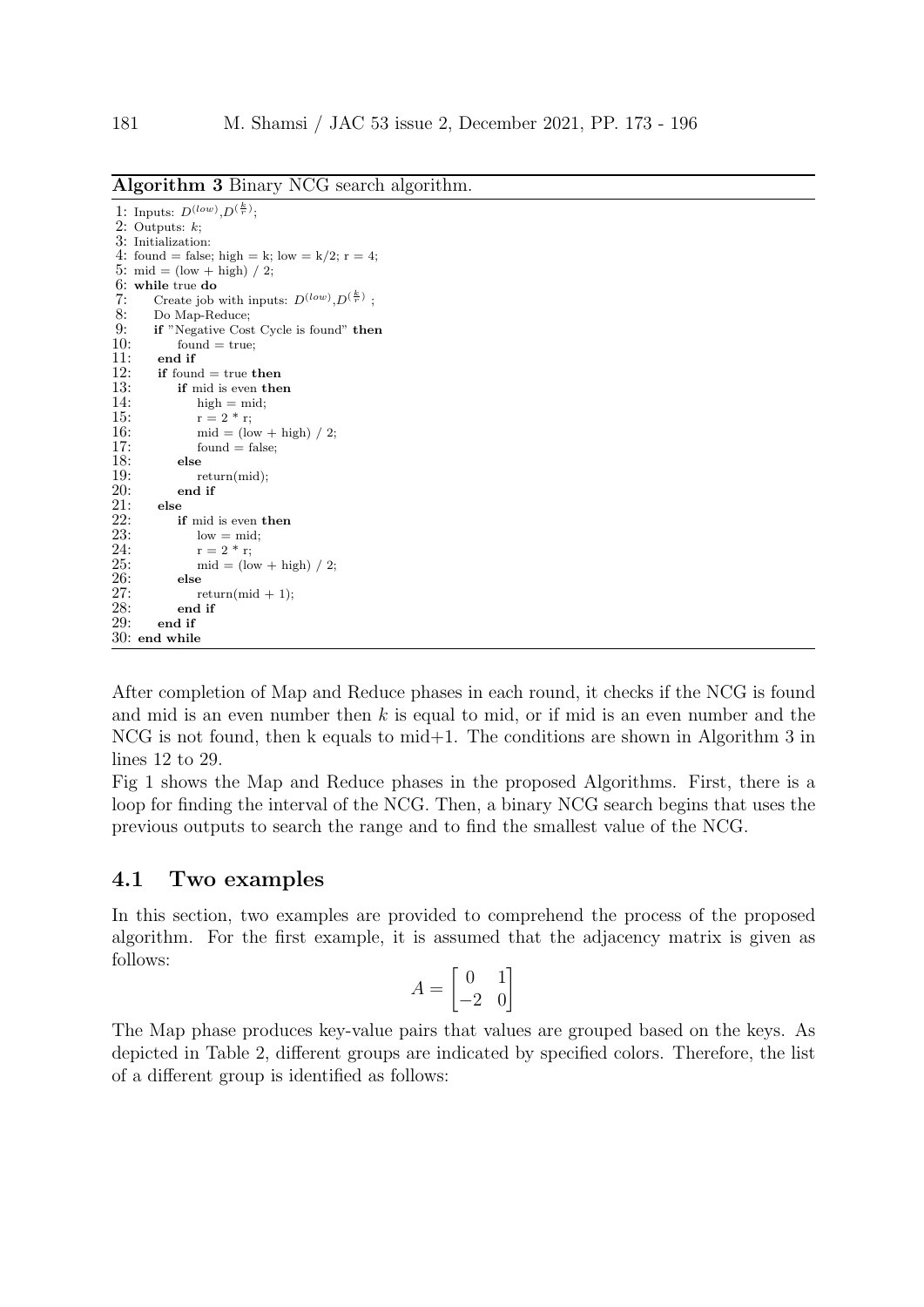**Algorithm 3** Binary NCG search algorithm.

```
1: Inputs: D^(low), D^(k/r);
2: Outputs: k;
3: Initialization:
4: found = false; high = k; low = k/2; r = 4;
5: mid = (low + high) / 2;
6: while true do
7:     Create job with inputs: D^(low), D^(k/r) ;
8:     Do Map-Reduce;
9:     if "Negative Cost Cycle is found" then
10:        found = true;
11:    end if
12:    if found = true then
13:        if mid is even then
14:            high = mid;
15:            r = 2 * r;
16:            mid = (low + high) / 2;
17:            found = false;
18:        else
19:            return(mid);
20:        end if
21:    else
22:        if mid is even then
23:            low = mid;
24:            r = 2 * r;
25:            mid = (low + high) / 2;
26:        else
27:            return(mid + 1);
28:        end if
29:    end if
30: end while
```

After completion of Map and Reduce phases in each round, it checks if the NCG is found and mid is an even number then $k$ is equal to mid, or if mid is an even number and the NCG is not found, then k equals to mid+1. The conditions are shown in Algorithm 3 in lines 12 to 29.

Fig 1 shows the Map and Reduce phases in the proposed Algorithms. First, there is a loop for finding the interval of the NCG. Then, a binary NCG search begins that uses the previous outputs to search the range and to find the smallest value of the NCG.

## 4.1 Two examples

In this section, two examples are provided to comprehend the process of the proposed algorithm. For the first example, it is assumed that the adjacency matrix is given as follows:

$$A = \begin{bmatrix} 0 & 1 \\ -2 & 0 \end{bmatrix}$$

The Map phase produces key-value pairs that values are grouped based on the keys. As depicted in Table 2, different groups are indicated by specified colors. Therefore, the list of a different group is identified as follows: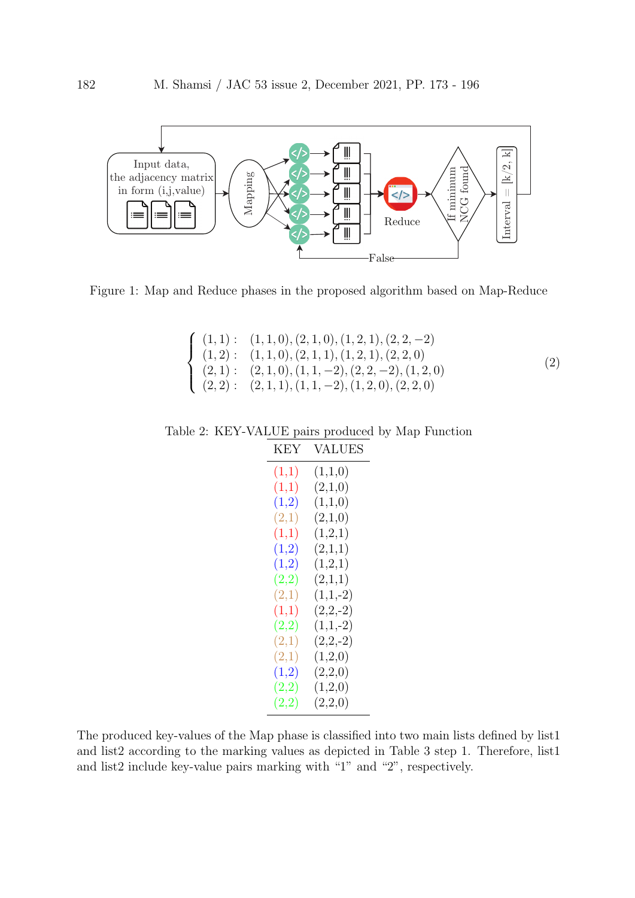Figure 1: Map and Reduce phases in the proposed algorithm based on Map-Reduce

$$
\begin{cases}
(1,1): & (1,1,0),(2,1,0),(1,2,1),(2,2,-2) \\
(1,2): & (1,1,0),(2,1,1),(1,2,1),(2,2,0) \\
(2,1): & (2,1,0),(1,1,-2),(2,2,-2),(1,2,0) \\
(2,2): & (2,1,1),(1,1,-2),(1,2,0),(2,2,0)
\end{cases}
\tag{2}
$$

Table 2: KEY-VALUE pairs produced by Map Function

| KEY | VALUES |
|---|---|
| (1,1) | (1,1,0) |
| (1,1) | (2,1,0) |
| (1,2) | (1,1,0) |
| (2,1) | (2,1,0) |
| (1,1) | (1,2,1) |
| (1,2) | (2,1,1) |
| (1,2) | (1,2,1) |
| (2,2) | (2,1,1) |
| (2,1) | (1,1,-2) |
| (1,1) | (2,2,-2) |
| (2,2) | (1,1,-2) |
| (2,1) | (2,2,-2) |
| (2,1) | (1,2,0) |
| (1,2) | (2,2,0) |
| (2,2) | (1,2,0) |
| (2,2) | (2,2,0) |

The produced key-values of the Map phase is classified into two main lists defined by list1 and list2 according to the marking values as depicted in Table 3 step 1. Therefore, list1 and list2 include key-value pairs marking with "1" and "2", respectively.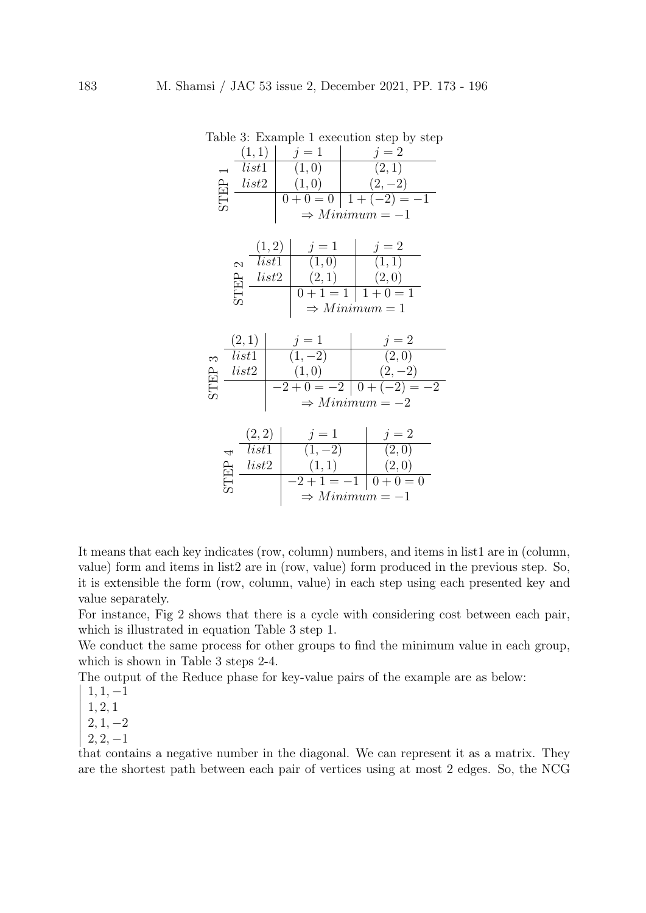Table 3: Example 1 execution step by step

| STEP 1 | $(1,1)$ | $j=1$ | $j=2$ |
|---|---|---|---|
| | $list1$ | $(1,0)$ | $(2,1)$ |
| | $list2$ | $(1,0)$ | $(2,-2)$ |
| | | $0+0=0$ | $1+(-2)=-1$ |
| | | $\Rightarrow Minimum=-1$ | |

| STEP 2 | $(1,2)$ | $j=1$ | $j=2$ |
|---|---|---|---|
| | $list1$ | $(1,0)$ | $(1,1)$ |
| | $list2$ | $(2,1)$ | $(2,0)$ |
| | | $0+1=1$ | $1+0=1$ |
| | | $\Rightarrow Minimum=1$ | |

| STEP 3 | $(2,1)$ | $j=1$ | $j=2$ |
|---|---|---|---|
| | $list1$ | $(1,-2)$ | $(2,0)$ |
| | $list2$ | $(1,0)$ | $(2,-2)$ |
| | | $-2+0=-2$ | $0+(-2)=-2$ |
| | | $\Rightarrow Minimum=-2$ | |

| STEP 4 | $(2,2)$ | $j=1$ | $j=2$ |
|---|---|---|---|
| | $list1$ | $(1,-2)$ | $(2,0)$ |
| | $list2$ | $(1,1)$ | $(2,0)$ |
| | | $-2+1=-1$ | $0+0=0$ |
| | | $\Rightarrow Minimum=-1$ | |

It means that each key indicates (row, column) numbers, and items in list1 are in (column, value) form and items in list2 are in (row, value) form produced in the previous step. So, it is extensible the form (row, column, value) in each step using each presented key and value separately.

For instance, Fig 2 shows that there is a cycle with considering cost between each pair, which is illustrated in equation Table 3 step 1.

We conduct the same process for other groups to find the minimum value in each group, which is shown in Table 3 steps 2-4.

The output of the Reduce phase for key-value pairs of the example are as below:

$1, 1, -1$
$1, 2, 1$
$2, 1, -2$
$2, 2, -1$

that contains a negative number in the diagonal. We can represent it as a matrix. They are the shortest path between each pair of vertices using at most 2 edges. So, the NCG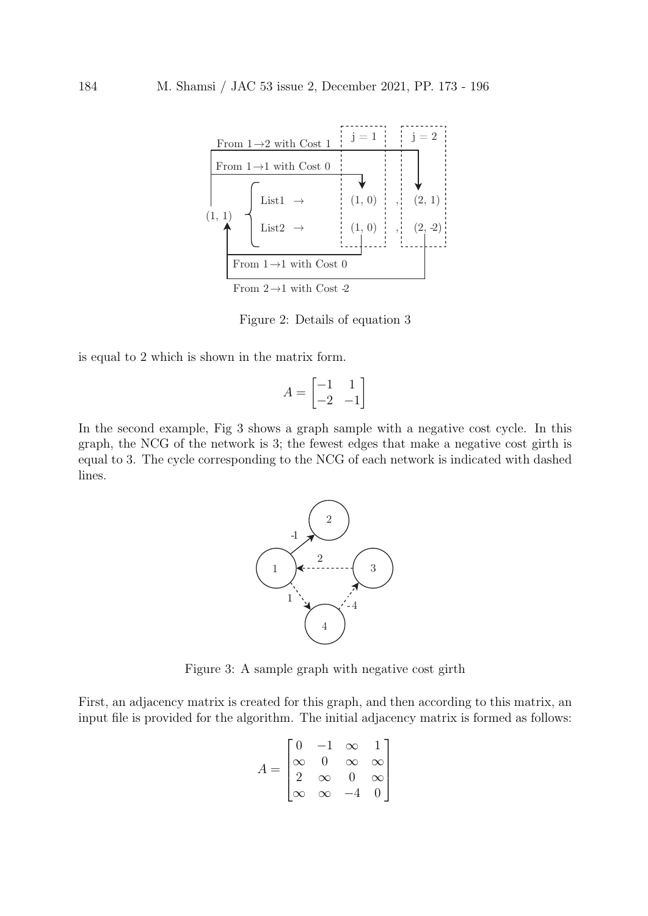Figure 2: Details of equation 3

is equal to 2 which is shown in the matrix form.

$$A = \begin{bmatrix} -1 & 1 \\ -2 & -1 \end{bmatrix}$$

In the second example, Fig 3 shows a graph sample with a negative cost cycle. In this graph, the NCG of the network is 3; the fewest edges that make a negative cost girth is equal to 3. The cycle corresponding to the NCG of each network is indicated with dashed lines.

Figure 3: A sample graph with negative cost girth

First, an adjacency matrix is created for this graph, and then according to this matrix, an input file is provided for the algorithm. The initial adjacency matrix is formed as follows:

$$A = \begin{bmatrix} 0 & -1 & \infty & 1 \\ \infty & 0 & \infty & \infty \\ 2 & \infty & 0 & \infty \\ \infty & \infty & -4 & 0 \end{bmatrix}$$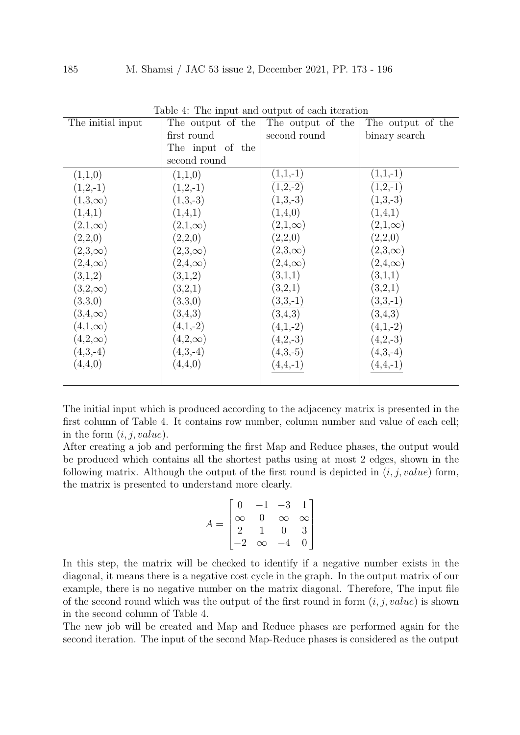Table 4: The input and output of each iteration

| The initial input | The output of the first round The input of the second round | The output of the second round | The output of the binary search |
|---|---|---|---|
| (1,1,0) | (1,1,0) | (1,1,-1) | (1,1,-1) |
| (1,2,-1) | (1,2,-1) | (1,2,-2) | (1,2,-1) |
| (1,3,$\infty$) | (1,3,-3) | (1,3,-3) | (1,3,-3) |
| (1,4,1) | (1,4,1) | (1,4,0) | (1,4,1) |
| (2,1,$\infty$) | (2,1,$\infty$) | (2,1,$\infty$) | (2,1,$\infty$) |
| (2,2,0) | (2,2,0) | (2,2,0) | (2,2,0) |
| (2,3,$\infty$) | (2,3,$\infty$) | (2,3,$\infty$) | (2,3,$\infty$) |
| (2,4,$\infty$) | (2,4,$\infty$) | (2,4,$\infty$) | (2,4,$\infty$) |
| (3,1,2) | (3,1,2) | (3,1,1) | (3,1,1) |
| (3,2,$\infty$) | (3,2,1) | (3,2,1) | (3,2,1) |
| (3,3,0) | (3,3,0) | (3,3,-1) | (3,3,-1) |
| (3,4,$\infty$) | (3,4,3) | (3,4,3) | (3,4,3) |
| (4,1,$\infty$) | (4,1,-2) | (4,1,-2) | (4,1,-2) |
| (4,2,$\infty$) | (4,2,$\infty$) | (4,2,-3) | (4,2,-3) |
| (4,3,-4) | (4,3,-4) | (4,3,-5) | (4,3,-4) |
| (4,4,0) | (4,4,0) | (4,4,-1) | (4,4,-1) |

The initial input which is produced according to the adjacency matrix is presented in the first column of Table 4. It contains row number, column number and value of each cell; in the form $(i, j, value)$.

After creating a job and performing the first Map and Reduce phases, the output would be produced which contains all the shortest paths using at most 2 edges, shown in the following matrix. Although the output of the first round is depicted in $(i, j, value)$ form, the matrix is presented to understand more clearly.

$$A = \begin{bmatrix} 0 & -1 & -3 & 1 \\ \infty & 0 & \infty & \infty \\ 2 & 1 & 0 & 3 \\ -2 & \infty & -4 & 0 \end{bmatrix}$$

In this step, the matrix will be checked to identify if a negative number exists in the diagonal, it means there is a negative cost cycle in the graph. In the output matrix of our example, there is no negative number on the matrix diagonal. Therefore, The input file of the second round which was the output of the first round in form $(i, j, value)$ is shown in the second column of Table 4.

The new job will be created and Map and Reduce phases are performed again for the second iteration. The input of the second Map-Reduce phases is considered as the output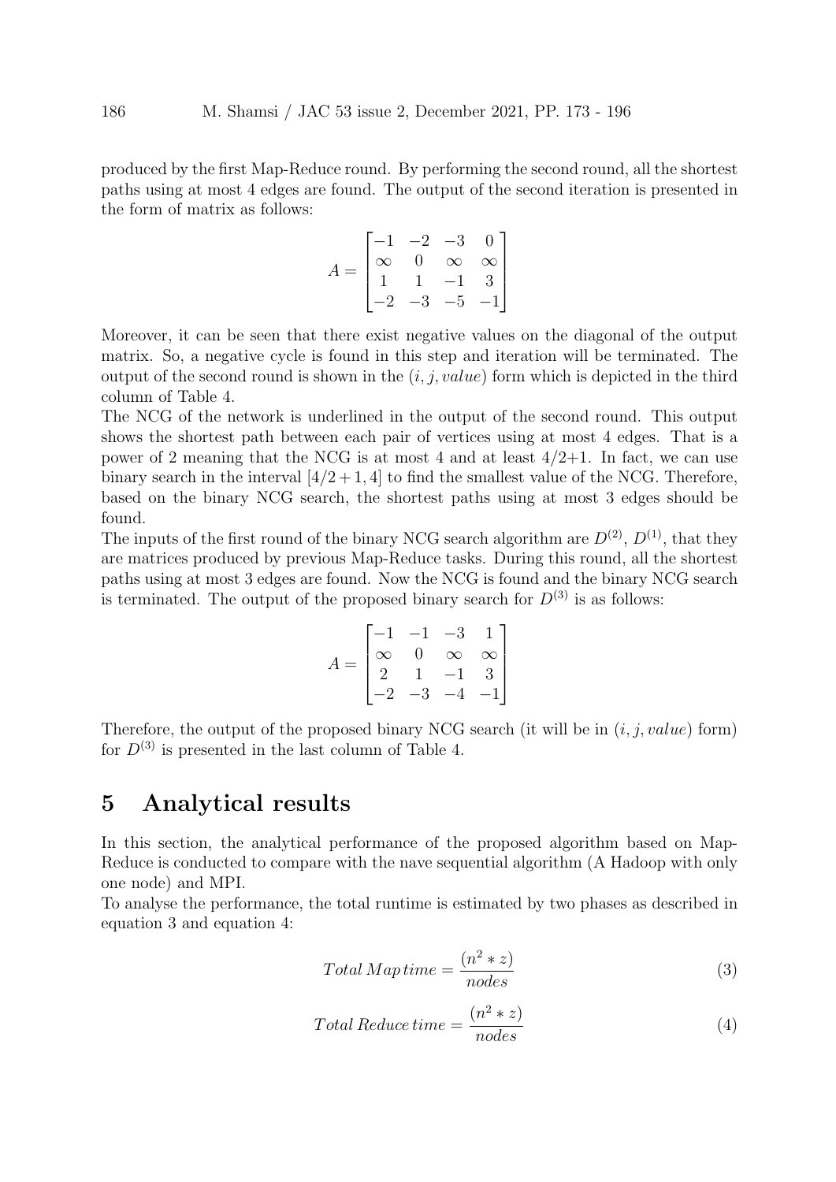produced by the first Map-Reduce round. By performing the second round, all the shortest paths using at most 4 edges are found. The output of the second iteration is presented in the form of matrix as follows:

$$A = \begin{bmatrix} -1 & -2 & -3 & 0 \\ \infty & 0 & \infty & \infty \\ 1 & 1 & -1 & 3 \\ -2 & -3 & -5 & -1 \end{bmatrix}$$

Moreover, it can be seen that there exist negative values on the diagonal of the output matrix. So, a negative cycle is found in this step and iteration will be terminated. The output of the second round is shown in the $(i, j, value)$ form which is depicted in the third column of Table 4.

The NCG of the network is underlined in the output of the second round. This output shows the shortest path between each pair of vertices using at most 4 edges. That is a power of 2 meaning that the NCG is at most 4 and at least 4/2+1. In fact, we can use binary search in the interval $[4/2+1, 4]$ to find the smallest value of the NCG. Therefore, based on the binary NCG search, the shortest paths using at most 3 edges should be found.

The inputs of the first round of the binary NCG search algorithm are $D^{(2)}$, $D^{(1)}$, that they are matrices produced by previous Map-Reduce tasks. During this round, all the shortest paths using at most 3 edges are found. Now the NCG is found and the binary NCG search is terminated. The output of the proposed binary search for $D^{(3)}$ is as follows:

$$A = \begin{bmatrix} -1 & -1 & -3 & 1 \\ \infty & 0 & \infty & \infty \\ 2 & 1 & -1 & 3 \\ -2 & -3 & -4 & -1 \end{bmatrix}$$

Therefore, the output of the proposed binary NCG search (it will be in $(i, j, value)$ form) for $D^{(3)}$ is presented in the last column of Table 4.

# 5 Analytical results

In this section, the analytical performance of the proposed algorithm based on Map-Reduce is conducted to compare with the nave sequential algorithm (A Hadoop with only one node) and MPI.

To analyse the performance, the total runtime is estimated by two phases as described in equation 3 and equation 4:

$$Total\,Map\,time = \frac{(n^2 * z)}{nodes} \tag{3}$$

$$Total\,Reduce\,time = \frac{(n^2 * z)}{nodes} \tag{4}$$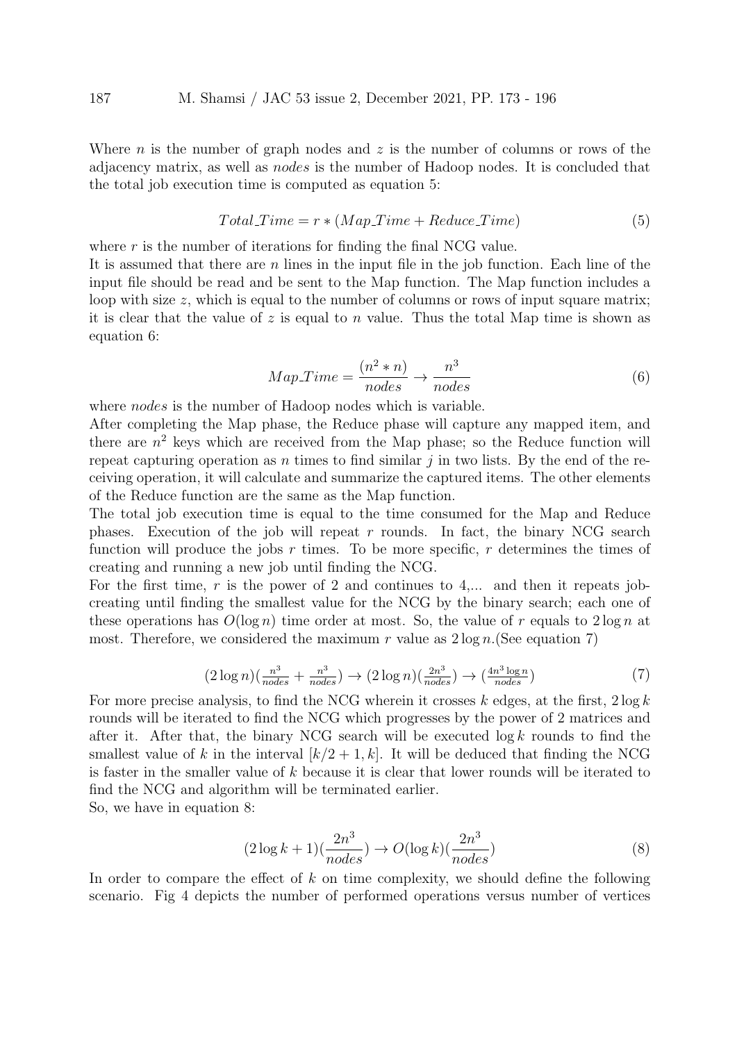Where $n$ is the number of graph nodes and $z$ is the number of columns or rows of the adjacency matrix, as well as *nodes* is the number of Hadoop nodes. It is concluded that the total job execution time is computed as equation 5:

$$Total\_Time = r * (Map\_Time + Reduce\_Time) \tag{5}$$

where $r$ is the number of iterations for finding the final NCG value.

It is assumed that there are $n$ lines in the input file in the job function. Each line of the input file should be read and be sent to the Map function. The Map function includes a loop with size $z$, which is equal to the number of columns or rows of input square matrix; it is clear that the value of $z$ is equal to $n$ value. Thus the total Map time is shown as equation 6:

$$Map\_Time = \frac{(n^2 * n)}{nodes} \rightarrow \frac{n^3}{nodes} \tag{6}$$

where *nodes* is the number of Hadoop nodes which is variable.

After completing the Map phase, the Reduce phase will capture any mapped item, and there are $n^2$ keys which are received from the Map phase; so the Reduce function will repeat capturing operation as $n$ times to find similar $j$ in two lists. By the end of the receiving operation, it will calculate and summarize the captured items. The other elements of the Reduce function are the same as the Map function.

The total job execution time is equal to the time consumed for the Map and Reduce phases. Execution of the job will repeat $r$ rounds. In fact, the binary NCG search function will produce the jobs $r$ times. To be more specific, $r$ determines the times of creating and running a new job until finding the NCG.

For the first time, $r$ is the power of 2 and continues to 4,... and then it repeats job-creating until finding the smallest value for the NCG by the binary search; each one of these operations has $O(\log n)$ time order at most. So, the value of $r$ equals to $2 \log n$ at most. Therefore, we considered the maximum $r$ value as $2 \log n$.(See equation 7)

$$(2 \log n)\left(\frac{n^3}{nodes} + \frac{n^3}{nodes}\right) \rightarrow (2 \log n)\left(\frac{2n^3}{nodes}\right) \rightarrow \left(\frac{4n^3 \log n}{nodes}\right) \tag{7}$$

For more precise analysis, to find the NCG wherein it crosses $k$ edges, at the first, $2 \log k$ rounds will be iterated to find the NCG which progresses by the power of 2 matrices and after it. After that, the binary NCG search will be executed $\log k$ rounds to find the smallest value of $k$ in the interval $[k/2 + 1, k]$. It will be deduced that finding the NCG is faster in the smaller value of $k$ because it is clear that lower rounds will be iterated to find the NCG and algorithm will be terminated earlier.

So, we have in equation 8:

$$(2 \log k + 1)\left(\frac{2n^3}{nodes}\right) \rightarrow O(\log k)\left(\frac{2n^3}{nodes}\right) \tag{8}$$

In order to compare the effect of $k$ on time complexity, we should define the following scenario. Fig 4 depicts the number of performed operations versus number of vertices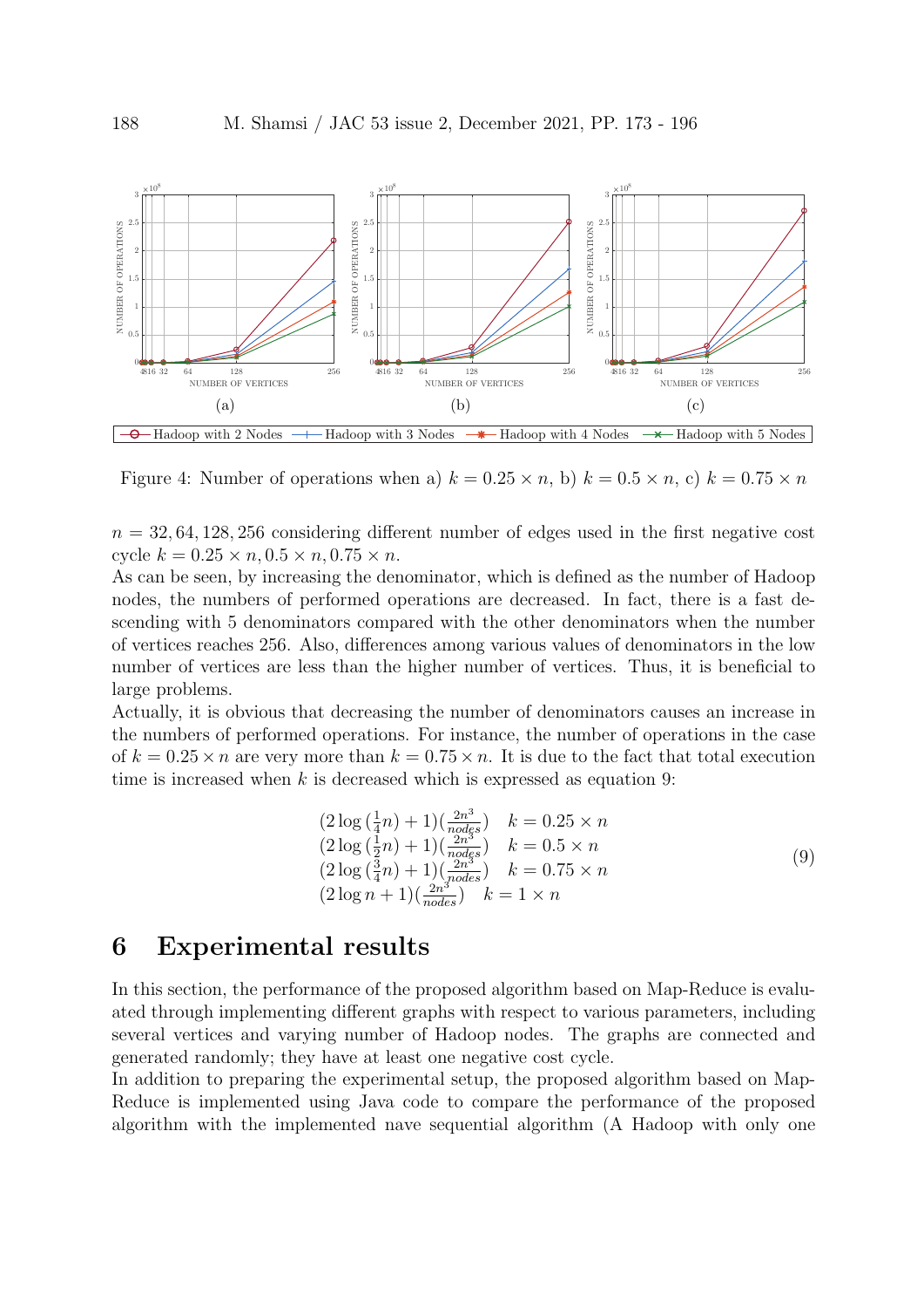Figure 4: Number of operations when a) $k = 0.25 \times n$, b) $k = 0.5 \times n$, c) $k = 0.75 \times n$

$n = 32, 64, 128, 256$ considering different number of edges used in the first negative cost cycle $k = 0.25 \times n, 0.5 \times n, 0.75 \times n$.

As can be seen, by increasing the denominator, which is defined as the number of Hadoop nodes, the numbers of performed operations are decreased. In fact, there is a fast descending with 5 denominators compared with the other denominators when the number of vertices reaches 256. Also, differences among various values of denominators in the low number of vertices are less than the higher number of vertices. Thus, it is beneficial to large problems.

Actually, it is obvious that decreasing the number of denominators causes an increase in the numbers of performed operations. For instance, the number of operations in the case of $k = 0.25 \times n$ are very more than $k = 0.75 \times n$. It is due to the fact that total execution time is increased when $k$ is decreased which is expressed as equation 9:

$$
\begin{array}{ll}
(2\log(\frac{1}{4}n) + 1)(\frac{2n^3}{nodes}) & k = 0.25 \times n \\
(2\log(\frac{1}{2}n) + 1)(\frac{2n^3}{nodes}) & k = 0.5 \times n \\
(2\log(\frac{3}{4}n) + 1)(\frac{2n^3}{nodes}) & k = 0.75 \times n \\
(2\log n + 1)(\frac{2n^3}{nodes}) & k = 1 \times n
\end{array}
\tag{9}
$$

## 6 Experimental results

In this section, the performance of the proposed algorithm based on Map-Reduce is evaluated through implementing different graphs with respect to various parameters, including several vertices and varying number of Hadoop nodes. The graphs are connected and generated randomly; they have at least one negative cost cycle.

In addition to preparing the experimental setup, the proposed algorithm based on Map-Reduce is implemented using Java code to compare the performance of the proposed algorithm with the implemented nave sequential algorithm (A Hadoop with only one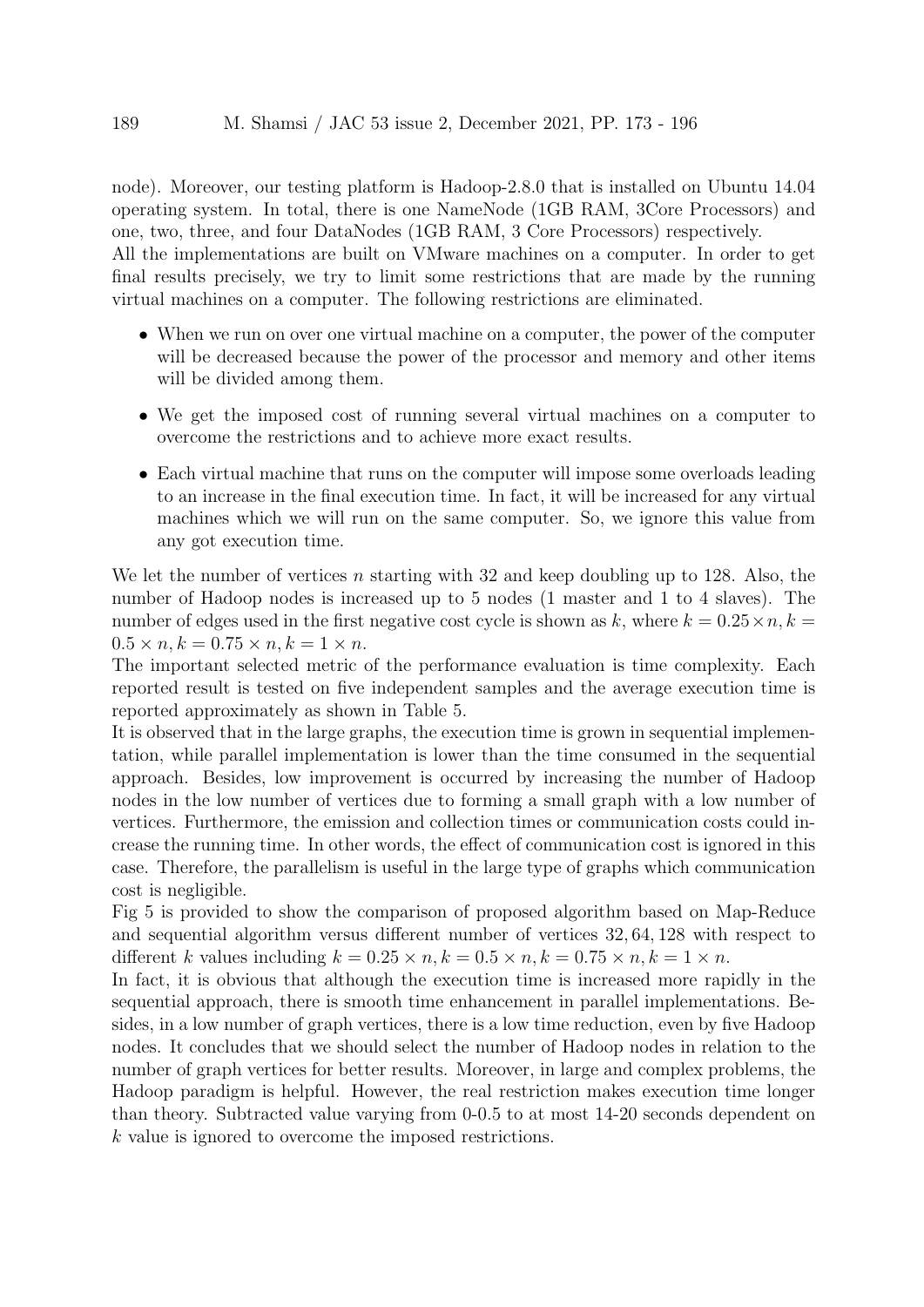node). Moreover, our testing platform is Hadoop-2.8.0 that is installed on Ubuntu 14.04 operating system. In total, there is one NameNode (1GB RAM, 3Core Processors) and one, two, three, and four DataNodes (1GB RAM, 3 Core Processors) respectively.
All the implementations are built on VMware machines on a computer. In order to get final results precisely, we try to limit some restrictions that are made by the running virtual machines on a computer. The following restrictions are eliminated.

- When we run on over one virtual machine on a computer, the power of the computer will be decreased because the power of the processor and memory and other items will be divided among them.
- We get the imposed cost of running several virtual machines on a computer to overcome the restrictions and to achieve more exact results.
- Each virtual machine that runs on the computer will impose some overloads leading to an increase in the final execution time. In fact, it will be increased for any virtual machines which we will run on the same computer. So, we ignore this value from any got execution time.

We let the number of vertices $n$ starting with 32 and keep doubling up to 128. Also, the number of Hadoop nodes is increased up to 5 nodes (1 master and 1 to 4 slaves). The number of edges used in the first negative cost cycle is shown as $k$, where $k = 0.25 \times n, k = 0.5 \times n, k = 0.75 \times n, k = 1 \times n$.
The important selected metric of the performance evaluation is time complexity. Each reported result is tested on five independent samples and the average execution time is reported approximately as shown in Table 5.
It is observed that in the large graphs, the execution time is grown in sequential implementation, while parallel implementation is lower than the time consumed in the sequential approach. Besides, low improvement is occurred by increasing the number of Hadoop nodes in the low number of vertices due to forming a small graph with a low number of vertices. Furthermore, the emission and collection times or communication costs could increase the running time. In other words, the effect of communication cost is ignored in this case. Therefore, the parallelism is useful in the large type of graphs which communication cost is negligible.
Fig 5 is provided to show the comparison of proposed algorithm based on Map-Reduce and sequential algorithm versus different number of vertices $32, 64, 128$ with respect to different $k$ values including $k = 0.25 \times n, k = 0.5 \times n, k = 0.75 \times n, k = 1 \times n$.
In fact, it is obvious that although the execution time is increased more rapidly in the sequential approach, there is smooth time enhancement in parallel implementations. Besides, in a low number of graph vertices, there is a low time reduction, even by five Hadoop nodes. It concludes that we should select the number of Hadoop nodes in relation to the number of graph vertices for better results. Moreover, in large and complex problems, the Hadoop paradigm is helpful. However, the real restriction makes execution time longer than theory. Subtracted value varying from 0-0.5 to at most 14-20 seconds dependent on $k$ value is ignored to overcome the imposed restrictions.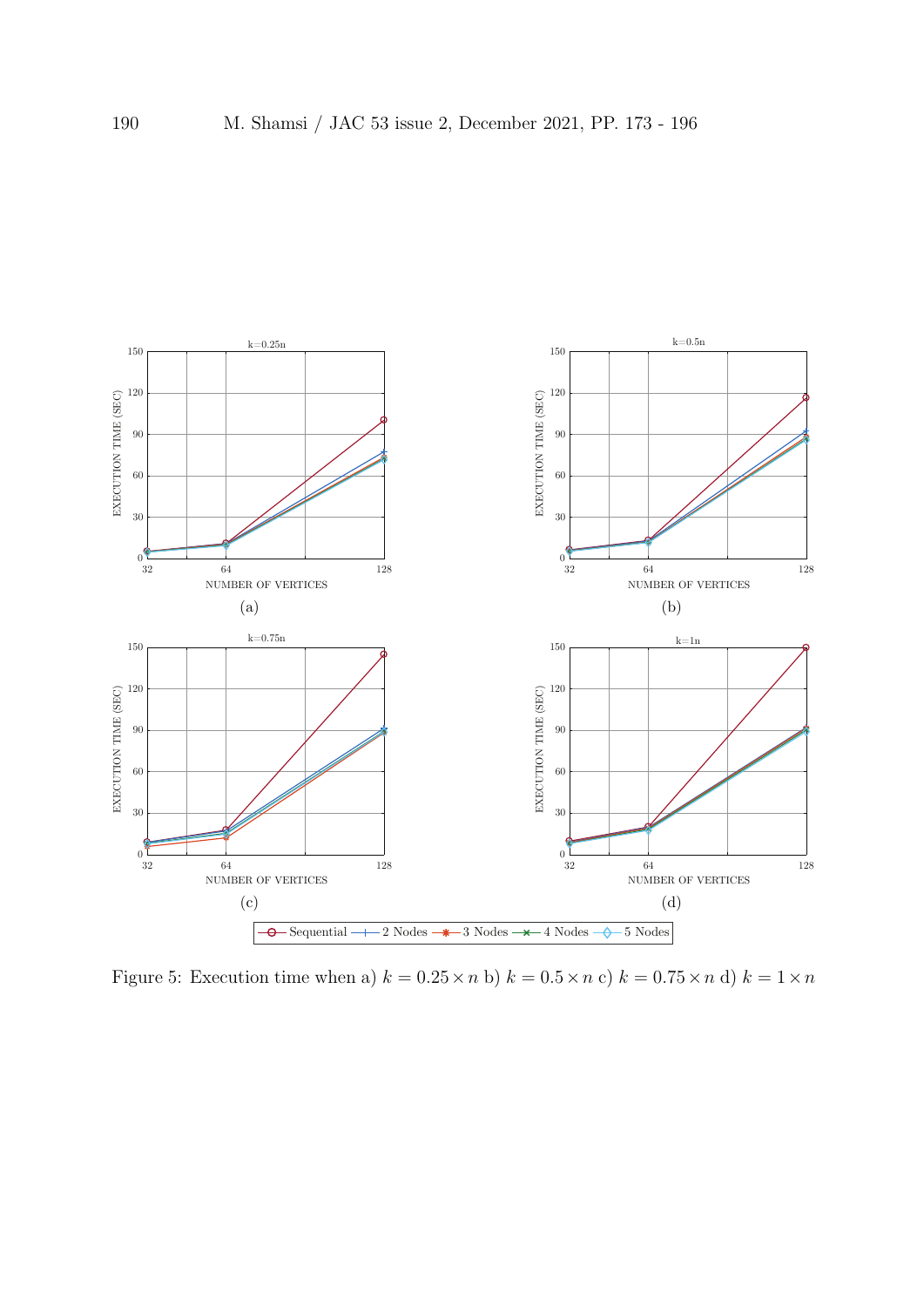Figure 5: Execution time when a) $k = 0.25 \times n$ b) $k = 0.5 \times n$ c) $k = 0.75 \times n$ d) $k = 1 \times n$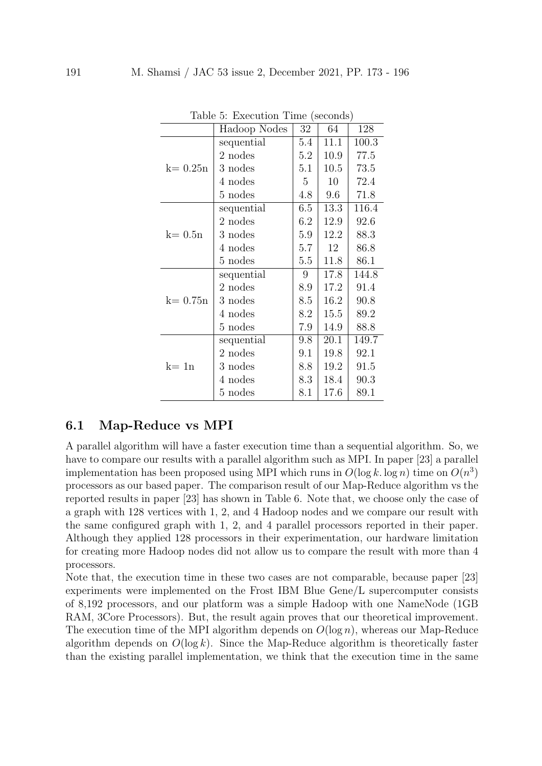Table 5: Execution Time (seconds)

| | Hadoop Nodes | 32 | 64 | 128 |
|---|---|---|---|---|
| k= 0.25n | sequential | 5.4 | 11.1 | 100.3 |
| | 2 nodes | 5.2 | 10.9 | 77.5 |
| | 3 nodes | 5.1 | 10.5 | 73.5 |
| | 4 nodes | 5 | 10 | 72.4 |
| | 5 nodes | 4.8 | 9.6 | 71.8 |
| k= 0.5n | sequential | 6.5 | 13.3 | 116.4 |
| | 2 nodes | 6.2 | 12.9 | 92.6 |
| | 3 nodes | 5.9 | 12.2 | 88.3 |
| | 4 nodes | 5.7 | 12 | 86.8 |
| | 5 nodes | 5.5 | 11.8 | 86.1 |
| k= 0.75n | sequential | 9 | 17.8 | 144.8 |
| | 2 nodes | 8.9 | 17.2 | 91.4 |
| | 3 nodes | 8.5 | 16.2 | 90.8 |
| | 4 nodes | 8.2 | 15.5 | 89.2 |
| | 5 nodes | 7.9 | 14.9 | 88.8 |
| k= 1n | sequential | 9.8 | 20.1 | 149.7 |
| | 2 nodes | 9.1 | 19.8 | 92.1 |
| | 3 nodes | 8.8 | 19.2 | 91.5 |
| | 4 nodes | 8.3 | 18.4 | 90.3 |
| | 5 nodes | 8.1 | 17.6 | 89.1 |

### 6.1 Map-Reduce vs MPI

A parallel algorithm will have a faster execution time than a sequential algorithm. So, we have to compare our results with a parallel algorithm such as MPI. In paper [23] a parallel implementation has been proposed using MPI which runs in $O(\log k. \log n)$ time on $O(n^3)$ processors as our based paper. The comparison result of our Map-Reduce algorithm vs the reported results in paper [23] has shown in Table 6. Note that, we choose only the case of a graph with 128 vertices with 1, 2, and 4 Hadoop nodes and we compare our result with the same configured graph with 1, 2, and 4 parallel processors reported in their paper. Although they applied 128 processors in their experimentation, our hardware limitation for creating more Hadoop nodes did not allow us to compare the result with more than 4 processors.

Note that, the execution time in these two cases are not comparable, because paper [23] experiments were implemented on the Frost IBM Blue Gene/L supercomputer consists of 8,192 processors, and our platform was a simple Hadoop with one NameNode (1GB RAM, 3Core Processors). But, the result again proves that our theoretical improvement. The execution time of the MPI algorithm depends on $O(\log n)$, whereas our Map-Reduce algorithm depends on $O(\log k)$. Since the Map-Reduce algorithm is theoretically faster than the existing parallel implementation, we think that the execution time in the same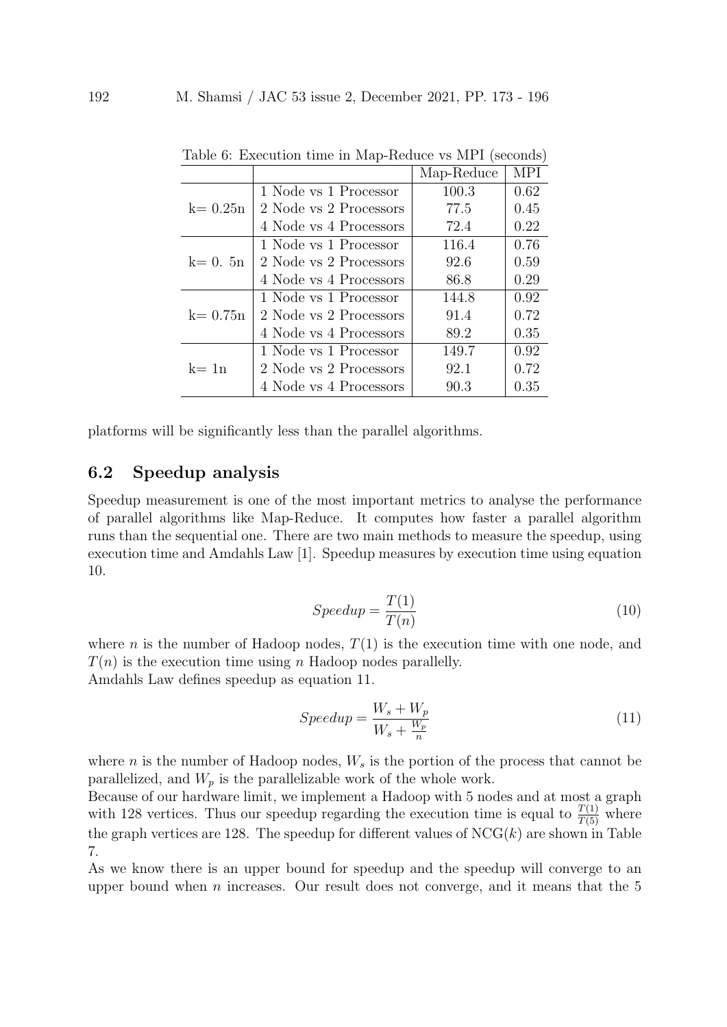Table 6: Execution time in Map-Reduce vs MPI (seconds)

| | | Map-Reduce | MPI |
|---|---|---|---|
| k= 0.25n | 1 Node vs 1 Processor | 100.3 | 0.62 |
| | 2 Node vs 2 Processors | 77.5 | 0.45 |
| | 4 Node vs 4 Processors | 72.4 | 0.22 |
| k= 0. 5n | 1 Node vs 1 Processor | 116.4 | 0.76 |
| | 2 Node vs 2 Processors | 92.6 | 0.59 |
| | 4 Node vs 4 Processors | 86.8 | 0.29 |
| k= 0.75n | 1 Node vs 1 Processor | 144.8 | 0.92 |
| | 2 Node vs 2 Processors | 91.4 | 0.72 |
| | 4 Node vs 4 Processors | 89.2 | 0.35 |
| k= 1n | 1 Node vs 1 Processor | 149.7 | 0.92 |
| | 2 Node vs 2 Processors | 92.1 | 0.72 |
| | 4 Node vs 4 Processors | 90.3 | 0.35 |

platforms will be significantly less than the parallel algorithms.

## 6.2 Speedup analysis

Speedup measurement is one of the most important metrics to analyse the performance of parallel algorithms like Map-Reduce. It computes how faster a parallel algorithm runs than the sequential one. There are two main methods to measure the speedup, using execution time and Amdahls Law [1]. Speedup measures by execution time using equation 10.

$$Speedup = \frac{T(1)}{T(n)} \tag{10}$$

where $n$ is the number of Hadoop nodes, $T(1)$ is the execution time with one node, and $T(n)$ is the execution time using $n$ Hadoop nodes parallelly.
Amdahls Law defines speedup as equation 11.

$$Speedup = \frac{W_s + W_p}{W_s + \frac{W_p}{n}} \tag{11}$$

where $n$ is the number of Hadoop nodes, $W_s$ is the portion of the process that cannot be parallelized, and $W_p$ is the parallelizable work of the whole work.
Because of our hardware limit, we implement a Hadoop with 5 nodes and at most a graph with 128 vertices. Thus our speedup regarding the execution time is equal to $\frac{T(1)}{T(5)}$ where the graph vertices are 128. The speedup for different values of $\mathrm{NCG}(k)$ are shown in Table 7.
As we know there is an upper bound for speedup and the speedup will converge to an upper bound when $n$ increases. Our result does not converge, and it means that the 5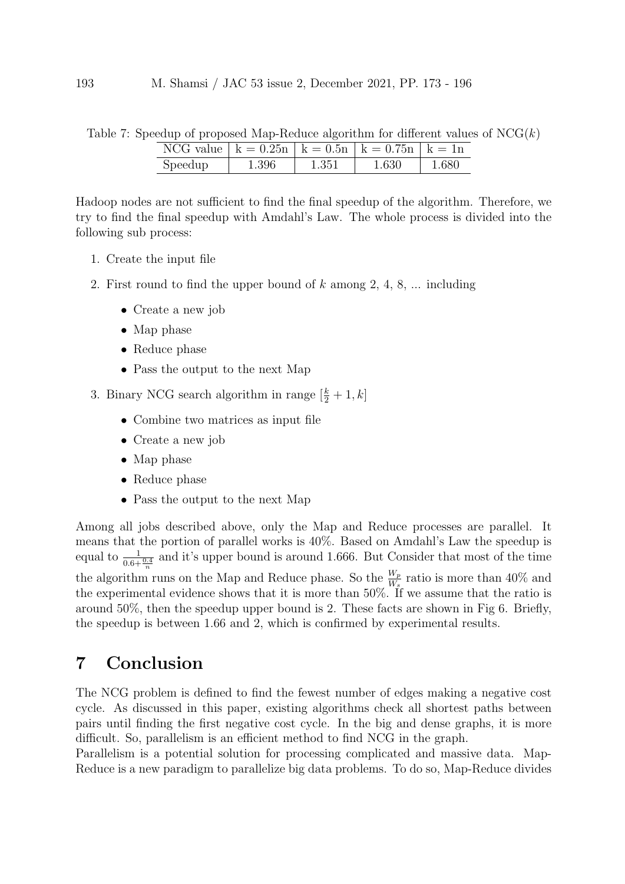Table 7: Speedup of proposed Map-Reduce algorithm for different values of NCG($k$)

| NCG value | k = 0.25n | k = 0.5n | k = 0.75n | k = 1n |
|---|---|---|---|---|
| Speedup | 1.396 | 1.351 | 1.630 | 1.680 |

Hadoop nodes are not sufficient to find the final speedup of the algorithm. Therefore, we try to find the final speedup with Amdahl's Law. The whole process is divided into the following sub process:

1. Create the input file
2. First round to find the upper bound of $k$ among 2, 4, 8, ... including
   - Create a new job
   - Map phase
   - Reduce phase
   - Pass the output to the next Map
3. Binary NCG search algorithm in range $[\frac{k}{2}+1, k]$
   - Combine two matrices as input file
   - Create a new job
   - Map phase
   - Reduce phase
   - Pass the output to the next Map

Among all jobs described above, only the Map and Reduce processes are parallel. It means that the portion of parallel works is 40%. Based on Amdahl's Law the speedup is equal to $\frac{1}{0.6+\frac{0.4}{n}}$ and it's upper bound is around 1.666. But Consider that most of the time the algorithm runs on the Map and Reduce phase. So the $\frac{W_p}{W_s}$ ratio is more than 40% and the experimental evidence shows that it is more than 50%. If we assume that the ratio is around 50%, then the speedup upper bound is 2. These facts are shown in Fig 6. Briefly, the speedup is between 1.66 and 2, which is confirmed by experimental results.

# 7 Conclusion

The NCG problem is defined to find the fewest number of edges making a negative cost cycle. As discussed in this paper, existing algorithms check all shortest paths between pairs until finding the first negative cost cycle. In the big and dense graphs, it is more difficult. So, parallelism is an efficient method to find NCG in the graph.

Parallelism is a potential solution for processing complicated and massive data. Map-Reduce is a new paradigm to parallelize big data problems. To do so, Map-Reduce divides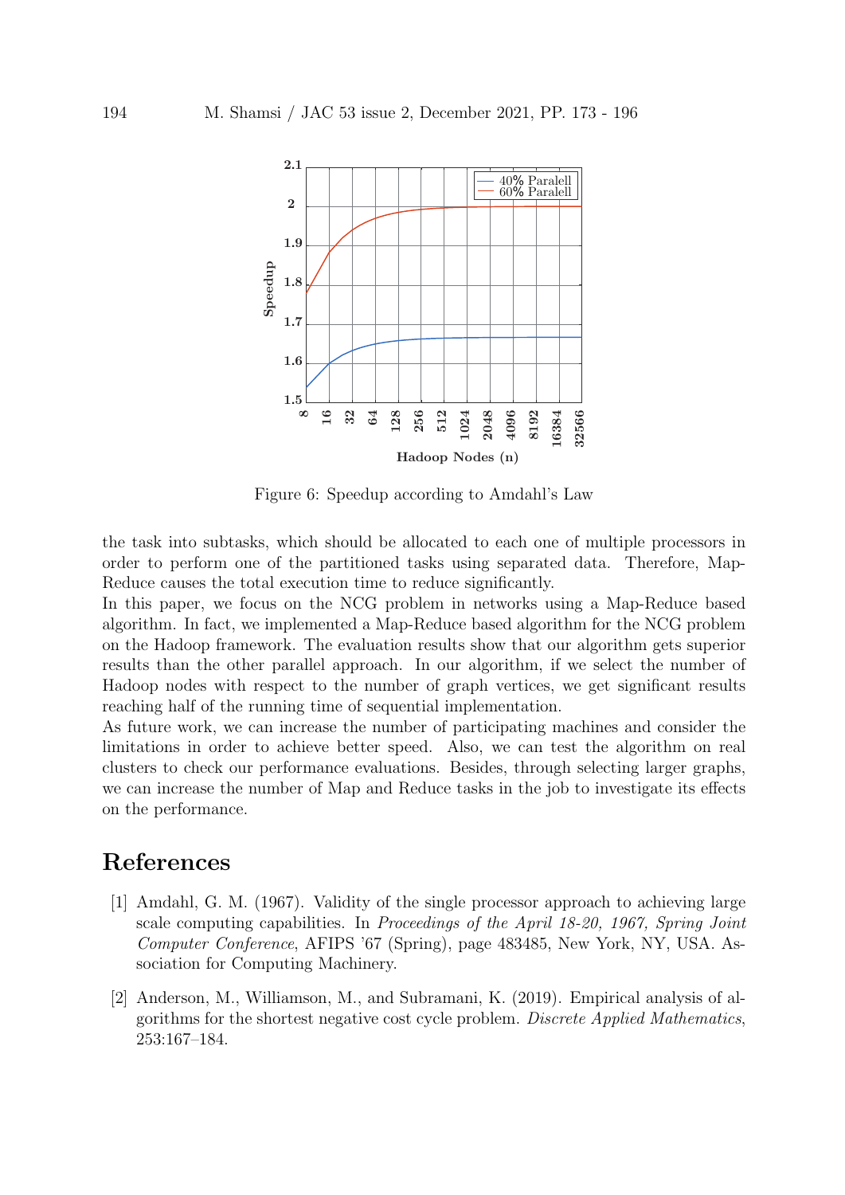Figure 6: Speedup according to Amdahl's Law

the task into subtasks, which should be allocated to each one of multiple processors in order to perform one of the partitioned tasks using separated data. Therefore, Map-Reduce causes the total execution time to reduce significantly.
In this paper, we focus on the NCG problem in networks using a Map-Reduce based algorithm. In fact, we implemented a Map-Reduce based algorithm for the NCG problem on the Hadoop framework. The evaluation results show that our algorithm gets superior results than the other parallel approach. In our algorithm, if we select the number of Hadoop nodes with respect to the number of graph vertices, we get significant results reaching half of the running time of sequential implementation.
As future work, we can increase the number of participating machines and consider the limitations in order to achieve better speed. Also, we can test the algorithm on real clusters to check our performance evaluations. Besides, through selecting larger graphs, we can increase the number of Map and Reduce tasks in the job to investigate its effects on the performance.

# References

[1] Amdahl, G. M. (1967). Validity of the single processor approach to achieving large scale computing capabilities. In *Proceedings of the April 18-20, 1967, Spring Joint Computer Conference*, AFIPS '67 (Spring), page 483485, New York, NY, USA. Association for Computing Machinery.

[2] Anderson, M., Williamson, M., and Subramani, K. (2019). Empirical analysis of algorithms for the shortest negative cost cycle problem. *Discrete Applied Mathematics*, 253:167–184.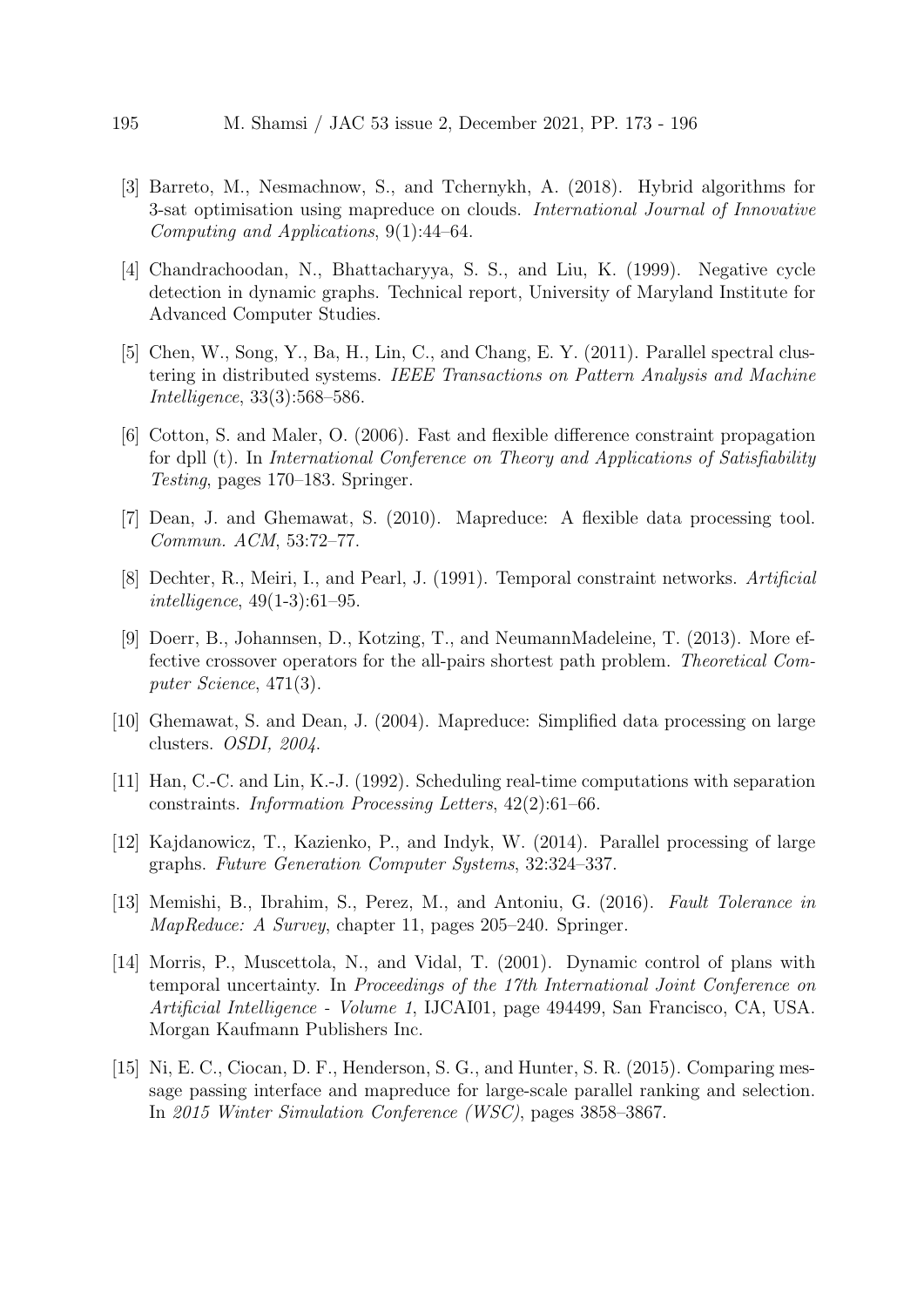[3] Barreto, M., Nesmachnow, S., and Tchernykh, A. (2018). Hybrid algorithms for 3-sat optimisation using mapreduce on clouds. *International Journal of Innovative Computing and Applications*, 9(1):44–64.

[4] Chandrachoodan, N., Bhattacharyya, S. S., and Liu, K. (1999). Negative cycle detection in dynamic graphs. Technical report, University of Maryland Institute for Advanced Computer Studies.

[5] Chen, W., Song, Y., Ba, H., Lin, C., and Chang, E. Y. (2011). Parallel spectral clustering in distributed systems. *IEEE Transactions on Pattern Analysis and Machine Intelligence*, 33(3):568–586.

[6] Cotton, S. and Maler, O. (2006). Fast and flexible difference constraint propagation for dpll (t). In *International Conference on Theory and Applications of Satisfiability Testing*, pages 170–183. Springer.

[7] Dean, J. and Ghemawat, S. (2010). Mapreduce: A flexible data processing tool. *Commun. ACM*, 53:72–77.

[8] Dechter, R., Meiri, I., and Pearl, J. (1991). Temporal constraint networks. *Artificial intelligence*, 49(1-3):61–95.

[9] Doerr, B., Johannsen, D., Kotzing, T., and NeumannMadeleine, T. (2013). More effective crossover operators for the all-pairs shortest path problem. *Theoretical Computer Science*, 471(3).

[10] Ghemawat, S. and Dean, J. (2004). Mapreduce: Simplified data processing on large clusters. *OSDI, 2004*.

[11] Han, C.-C. and Lin, K.-J. (1992). Scheduling real-time computations with separation constraints. *Information Processing Letters*, 42(2):61–66.

[12] Kajdanowicz, T., Kazienko, P., and Indyk, W. (2014). Parallel processing of large graphs. *Future Generation Computer Systems*, 32:324–337.

[13] Memishi, B., Ibrahim, S., Perez, M., and Antoniu, G. (2016). *Fault Tolerance in MapReduce: A Survey*, chapter 11, pages 205–240. Springer.

[14] Morris, P., Muscettola, N., and Vidal, T. (2001). Dynamic control of plans with temporal uncertainty. In *Proceedings of the 17th International Joint Conference on Artificial Intelligence - Volume 1*, IJCAI01, page 494499, San Francisco, CA, USA. Morgan Kaufmann Publishers Inc.

[15] Ni, E. C., Ciocan, D. F., Henderson, S. G., and Hunter, S. R. (2015). Comparing message passing interface and mapreduce for large-scale parallel ranking and selection. In *2015 Winter Simulation Conference (WSC)*, pages 3858–3867.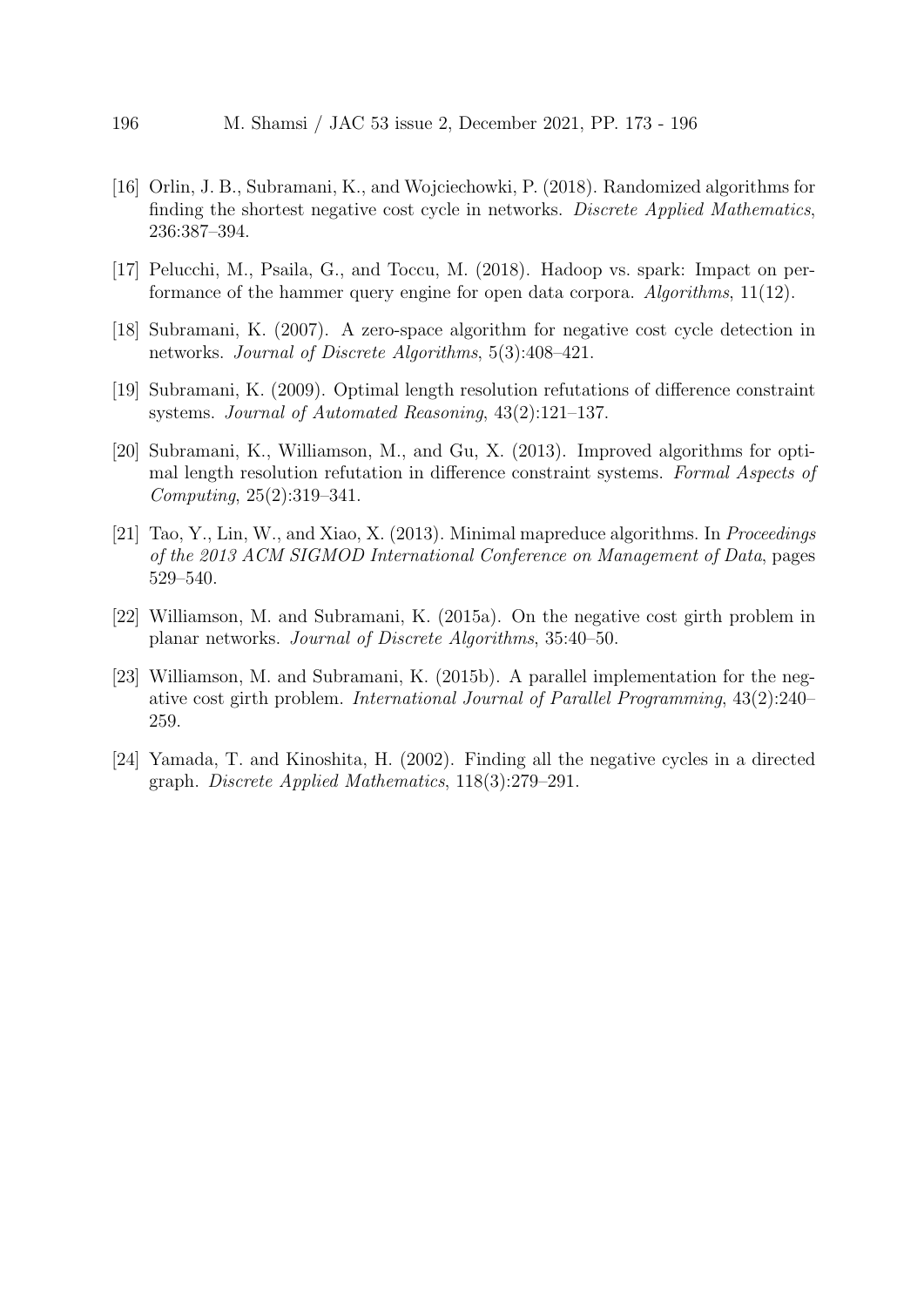[16] Orlin, J. B., Subramani, K., and Wojciechowki, P. (2018). Randomized algorithms for finding the shortest negative cost cycle in networks. *Discrete Applied Mathematics*, 236:387–394.

[17] Pelucchi, M., Psaila, G., and Toccu, M. (2018). Hadoop vs. spark: Impact on performance of the hammer query engine for open data corpora. *Algorithms*, 11(12).

[18] Subramani, K. (2007). A zero-space algorithm for negative cost cycle detection in networks. *Journal of Discrete Algorithms*, 5(3):408–421.

[19] Subramani, K. (2009). Optimal length resolution refutations of difference constraint systems. *Journal of Automated Reasoning*, 43(2):121–137.

[20] Subramani, K., Williamson, M., and Gu, X. (2013). Improved algorithms for optimal length resolution refutation in difference constraint systems. *Formal Aspects of Computing*, 25(2):319–341.

[21] Tao, Y., Lin, W., and Xiao, X. (2013). Minimal mapreduce algorithms. In *Proceedings of the 2013 ACM SIGMOD International Conference on Management of Data*, pages 529–540.

[22] Williamson, M. and Subramani, K. (2015a). On the negative cost girth problem in planar networks. *Journal of Discrete Algorithms*, 35:40–50.

[23] Williamson, M. and Subramani, K. (2015b). A parallel implementation for the negative cost girth problem. *International Journal of Parallel Programming*, 43(2):240–259.

[24] Yamada, T. and Kinoshita, H. (2002). Finding all the negative cycles in a directed graph. *Discrete Applied Mathematics*, 118(3):279–291.